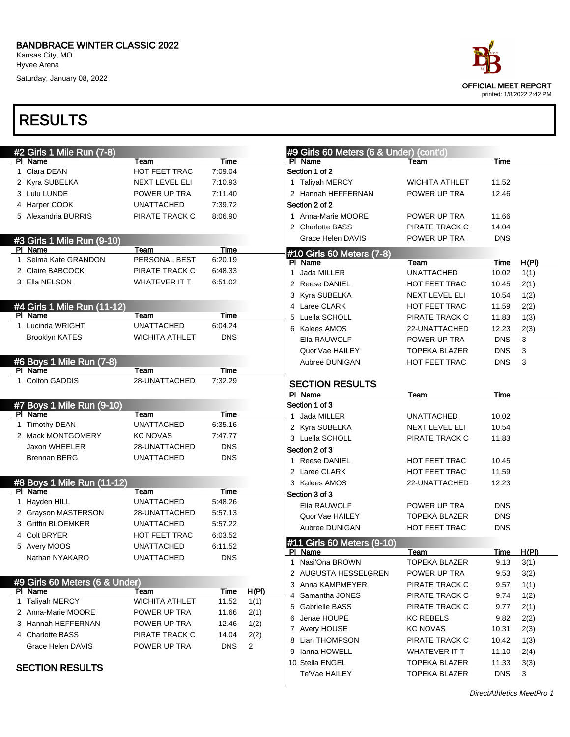# BANDBRACE WINTER CLASSIC 2022

Kansas City, MO
Hyvee Arena
Saturday, January 08, 2022

OFFICIAL MEET REPORT
printed: 1/8/2022 2:42 PM

# RESULTS

## #2 Girls 1 Mile Run (7-8)

| Pl | Name | Team | Time |
|---|---|---|---|
| 1 | Clara DEAN | HOT FEET TRAC | 7:09.04 |
| 2 | Kyra SUBELKA | NEXT LEVEL ELI | 7:10.93 |
| 3 | Lulu LUNDE | POWER UP TRA | 7:11.40 |
| 4 | Harper COOK | UNATTACHED | 7:39.72 |
| 5 | Alexandria BURRIS | PIRATE TRACK C | 8:06.90 |

## #3 Girls 1 Mile Run (9-10)

| Pl | Name | Team | Time |
|---|---|---|---|
| 1 | Selma Kate GRANDON | PERSONAL BEST | 6:20.19 |
| 2 | Claire BABCOCK | PIRATE TRACK C | 6:48.33 |
| 3 | Ella NELSON | WHATEVER IT T | 6:51.02 |

## #4 Girls 1 Mile Run (11-12)

| Pl | Name | Team | Time |
|---|---|---|---|
| 1 | Lucinda WRIGHT | UNATTACHED | 6:04.24 |
| | Brooklyn KATES | WICHITA ATHLET | DNS |

## #6 Boys 1 Mile Run (7-8)

| Pl | Name | Team | Time |
|---|---|---|---|
| 1 | Colton GADDIS | 28-UNATTACHED | 7:32.29 |

## #7 Boys 1 Mile Run (9-10)

| Pl | Name | Team | Time |
|---|---|---|---|
| 1 | Timothy DEAN | UNATTACHED | 6:35.16 |
| 2 | Mack MONTGOMERY | KC NOVAS | 7:47.77 |
| | Jaxon WHEELER | 28-UNATTACHED | DNS |
| | Brennan BERG | UNATTACHED | DNS |

## #8 Boys 1 Mile Run (11-12)

| Pl | Name | Team | Time |
|---|---|---|---|
| 1 | Hayden HILL | UNATTACHED | 5:48.26 |
| 2 | Grayson MASTERSON | 28-UNATTACHED | 5:57.13 |
| 3 | Griffin BLOEMKER | UNATTACHED | 5:57.22 |
| 4 | Colt BRYER | HOT FEET TRAC | 6:03.52 |
| 5 | Avery MOOS | UNATTACHED | 6:11.52 |
| | Nathan NYAKARO | UNATTACHED | DNS |

## #9 Girls 60 Meters (6 & Under)

| Pl | Name | Team | Time | H(Pl) |
|---|---|---|---|---|
| 1 | Taliyah MERCY | WICHITA ATHLET | 11.52 | 1(1) |
| 2 | Anna-Marie MOORE | POWER UP TRA | 11.66 | 2(1) |
| 3 | Hannah HEFFERNAN | POWER UP TRA | 12.46 | 1(2) |
| 4 | Charlotte BASS | PIRATE TRACK C | 14.04 | 2(2) |
| | Grace Helen DAVIS | POWER UP TRA | DNS | 2 |

### SECTION RESULTS

| Pl | Name | Team | Time |
|---|---|---|---|
| **Section 1 of 2** | | | |
| 1 | Taliyah MERCY | WICHITA ATHLET | 11.52 |
| 2 | Hannah HEFFERNAN | POWER UP TRA | 12.46 |
| **Section 2 of 2** | | | |
| 1 | Anna-Marie MOORE | POWER UP TRA | 11.66 |
| 2 | Charlotte BASS | PIRATE TRACK C | 14.04 |
| | Grace Helen DAVIS | POWER UP TRA | DNS |

## #10 Girls 60 Meters (7-8)

| Pl | Name | Team | Time | H(Pl) |
|---|---|---|---|---|
| 1 | Jada MILLER | UNATTACHED | 10.02 | 1(1) |
| 2 | Reese DANIEL | HOT FEET TRAC | 10.45 | 2(1) |
| 3 | Kyra SUBELKA | NEXT LEVEL ELI | 10.54 | 1(2) |
| 4 | Laree CLARK | HOT FEET TRAC | 11.59 | 2(2) |
| 5 | Luella SCHOLL | PIRATE TRACK C | 11.83 | 1(3) |
| 6 | Kalees AMOS | 22-UNATTACHED | 12.23 | 2(3) |
| | Ella RAUWOLF | POWER UP TRA | DNS | 3 |
| | Quor'Vae HAILEY | TOPEKA BLAZER | DNS | 3 |
| | Aubree DUNIGAN | HOT FEET TRAC | DNS | 3 |

### SECTION RESULTS

| Pl | Name | Team | Time |
|---|---|---|---|
| **Section 1 of 3** | | | |
| 1 | Jada MILLER | UNATTACHED | 10.02 |
| 2 | Kyra SUBELKA | NEXT LEVEL ELI | 10.54 |
| 3 | Luella SCHOLL | PIRATE TRACK C | 11.83 |
| **Section 2 of 3** | | | |
| 1 | Reese DANIEL | HOT FEET TRAC | 10.45 |
| 2 | Laree CLARK | HOT FEET TRAC | 11.59 |
| 3 | Kalees AMOS | 22-UNATTACHED | 12.23 |
| **Section 3 of 3** | | | |
| | Ella RAUWOLF | POWER UP TRA | DNS |
| | Quor'Vae HAILEY | TOPEKA BLAZER | DNS |
| | Aubree DUNIGAN | HOT FEET TRAC | DNS |

## #11 Girls 60 Meters (9-10)

| Pl | Name | Team | Time | H(Pl) |
|---|---|---|---|---|
| 1 | Nasi'Ona BROWN | TOPEKA BLAZER | 9.13 | 3(1) |
| 2 | AUGUSTA HESSELGREN | POWER UP TRA | 9.53 | 3(2) |
| 3 | Anna KAMPMEYER | PIRATE TRACK C | 9.57 | 1(1) |
| 4 | Samantha JONES | PIRATE TRACK C | 9.74 | 1(2) |
| 5 | Gabrielle BASS | PIRATE TRACK C | 9.77 | 2(1) |
| 6 | Jenae HOUPE | KC REBELS | 9.82 | 2(2) |
| 7 | Avery HOUSE | KC NOVAS | 10.31 | 2(3) |
| 8 | Lian THOMPSON | PIRATE TRACK C | 10.42 | 1(3) |
| 9 | Ianna HOWELL | WHATEVER IT T | 11.10 | 2(4) |
| 10 | Stella ENGEL | TOPEKA BLAZER | 11.33 | 3(3) |
| | Te'Vae HAILEY | TOPEKA BLAZER | DNS | 3 |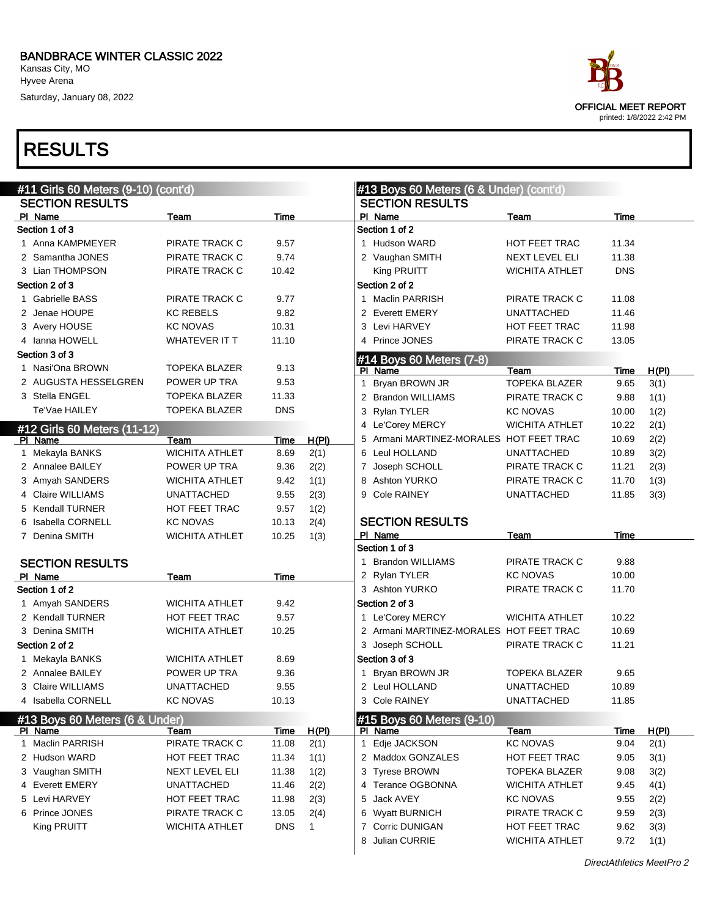BANDBRACE WINTER CLASSIC 2022
Kansas City, MO
Hyvee Arena
Saturday, January 08, 2022

OFFICIAL MEET REPORT
printed: 1/8/2022 2:42 PM

# RESULTS

## #11 Girls 60 Meters (9-10) (cont'd)

### SECTION RESULTS

| Pl | Name | Team | Time |
|---|---|---|---|
| Section 1 of 3 | | | |
| 1 | Anna KAMPMEYER | PIRATE TRACK C | 9.57 |
| 2 | Samantha JONES | PIRATE TRACK C | 9.74 |
| 3 | Lian THOMPSON | PIRATE TRACK C | 10.42 |
| Section 2 of 3 | | | |
| 1 | Gabrielle BASS | PIRATE TRACK C | 9.77 |
| 2 | Jenae HOUPE | KC REBELS | 9.82 |
| 3 | Avery HOUSE | KC NOVAS | 10.31 |
| 4 | Ianna HOWELL | WHATEVER IT T | 11.10 |
| Section 3 of 3 | | | |
| 1 | Nasi'Ona BROWN | TOPEKA BLAZER | 9.13 |
| 2 | AUGUSTA HESSELGREN | POWER UP TRA | 9.53 |
| 3 | Stella ENGEL | TOPEKA BLAZER | 11.33 |
| | Te'Vae HAILEY | TOPEKA BLAZER | DNS |

## #12 Girls 60 Meters (11-12)

| Pl | Name | Team | Time | H(Pl) |
|---|---|---|---|---|
| 1 | Mekayla BANKS | WICHITA ATHLET | 8.69 | 2(1) |
| 2 | Annalee BAILEY | POWER UP TRA | 9.36 | 2(2) |
| 3 | Amyah SANDERS | WICHITA ATHLET | 9.42 | 1(1) |
| 4 | Claire WILLIAMS | UNATTACHED | 9.55 | 2(3) |
| 5 | Kendall TURNER | HOT FEET TRAC | 9.57 | 1(2) |
| 6 | Isabella CORNELL | KC NOVAS | 10.13 | 2(4) |
| 7 | Denina SMITH | WICHITA ATHLET | 10.25 | 1(3) |

### SECTION RESULTS

| Pl | Name | Team | Time |
|---|---|---|---|
| Section 1 of 2 | | | |
| 1 | Amyah SANDERS | WICHITA ATHLET | 9.42 |
| 2 | Kendall TURNER | HOT FEET TRAC | 9.57 |
| 3 | Denina SMITH | WICHITA ATHLET | 10.25 |
| Section 2 of 2 | | | |
| 1 | Mekayla BANKS | WICHITA ATHLET | 8.69 |
| 2 | Annalee BAILEY | POWER UP TRA | 9.36 |
| 3 | Claire WILLIAMS | UNATTACHED | 9.55 |
| 4 | Isabella CORNELL | KC NOVAS | 10.13 |

## #13 Boys 60 Meters (6 & Under)

| Pl | Name | Team | Time | H(Pl) |
|---|---|---|---|---|
| 1 | Maclin PARRISH | PIRATE TRACK C | 11.08 | 2(1) |
| 2 | Hudson WARD | HOT FEET TRAC | 11.34 | 1(1) |
| 3 | Vaughan SMITH | NEXT LEVEL ELI | 11.38 | 1(2) |
| 4 | Everett EMERY | UNATTACHED | 11.46 | 2(2) |
| 5 | Levi HARVEY | HOT FEET TRAC | 11.98 | 2(3) |
| 6 | Prince JONES | PIRATE TRACK C | 13.05 | 2(4) |
| | King PRUITT | WICHITA ATHLET | DNS | 1 |

## #13 Boys 60 Meters (6 & Under) (cont'd)

### SECTION RESULTS

| Pl | Name | Team | Time |
|---|---|---|---|
| Section 1 of 2 | | | |
| 1 | Hudson WARD | HOT FEET TRAC | 11.34 |
| 2 | Vaughan SMITH | NEXT LEVEL ELI | 11.38 |
| | King PRUITT | WICHITA ATHLET | DNS |
| Section 2 of 2 | | | |
| 1 | Maclin PARRISH | PIRATE TRACK C | 11.08 |
| 2 | Everett EMERY | UNATTACHED | 11.46 |
| 3 | Levi HARVEY | HOT FEET TRAC | 11.98 |
| 4 | Prince JONES | PIRATE TRACK C | 13.05 |

## #14 Boys 60 Meters (7-8)

| Pl | Name | Team | Time | H(Pl) |
|---|---|---|---|---|
| 1 | Bryan BROWN JR | TOPEKA BLAZER | 9.65 | 3(1) |
| 2 | Brandon WILLIAMS | PIRATE TRACK C | 9.88 | 1(1) |
| 3 | Rylan TYLER | KC NOVAS | 10.00 | 1(2) |
| 4 | Le'Corey MERCY | WICHITA ATHLET | 10.22 | 2(1) |
| 5 | Armani MARTINEZ-MORALES | HOT FEET TRAC | 10.69 | 2(2) |
| 6 | Leul HOLLAND | UNATTACHED | 10.89 | 3(2) |
| 7 | Joseph SCHOLL | PIRATE TRACK C | 11.21 | 2(3) |
| 8 | Ashton YURKO | PIRATE TRACK C | 11.70 | 1(3) |
| 9 | Cole RAINEY | UNATTACHED | 11.85 | 3(3) |

### SECTION RESULTS

| Pl | Name | Team | Time |
|---|---|---|---|
| Section 1 of 3 | | | |
| 1 | Brandon WILLIAMS | PIRATE TRACK C | 9.88 |
| 2 | Rylan TYLER | KC NOVAS | 10.00 |
| 3 | Ashton YURKO | PIRATE TRACK C | 11.70 |
| Section 2 of 3 | | | |
| 1 | Le'Corey MERCY | WICHITA ATHLET | 10.22 |
| 2 | Armani MARTINEZ-MORALES | HOT FEET TRAC | 10.69 |
| 3 | Joseph SCHOLL | PIRATE TRACK C | 11.21 |
| Section 3 of 3 | | | |
| 1 | Bryan BROWN JR | TOPEKA BLAZER | 9.65 |
| 2 | Leul HOLLAND | UNATTACHED | 10.89 |
| 3 | Cole RAINEY | UNATTACHED | 11.85 |

## #15 Boys 60 Meters (9-10)

| Pl | Name | Team | Time | H(Pl) |
|---|---|---|---|---|
| 1 | Edje JACKSON | KC NOVAS | 9.04 | 2(1) |
| 2 | Maddox GONZALES | HOT FEET TRAC | 9.05 | 3(1) |
| 3 | Tyrese BROWN | TOPEKA BLAZER | 9.08 | 3(2) |
| 4 | Terance OGBONNA | WICHITA ATHLET | 9.45 | 4(1) |
| 5 | Jack AVEY | KC NOVAS | 9.55 | 2(2) |
| 6 | Wyatt BURNICH | PIRATE TRACK C | 9.59 | 2(3) |
| 7 | Corric DUNIGAN | HOT FEET TRAC | 9.62 | 3(3) |
| 8 | Julian CURRIE | WICHITA ATHLET | 9.72 | 1(1) |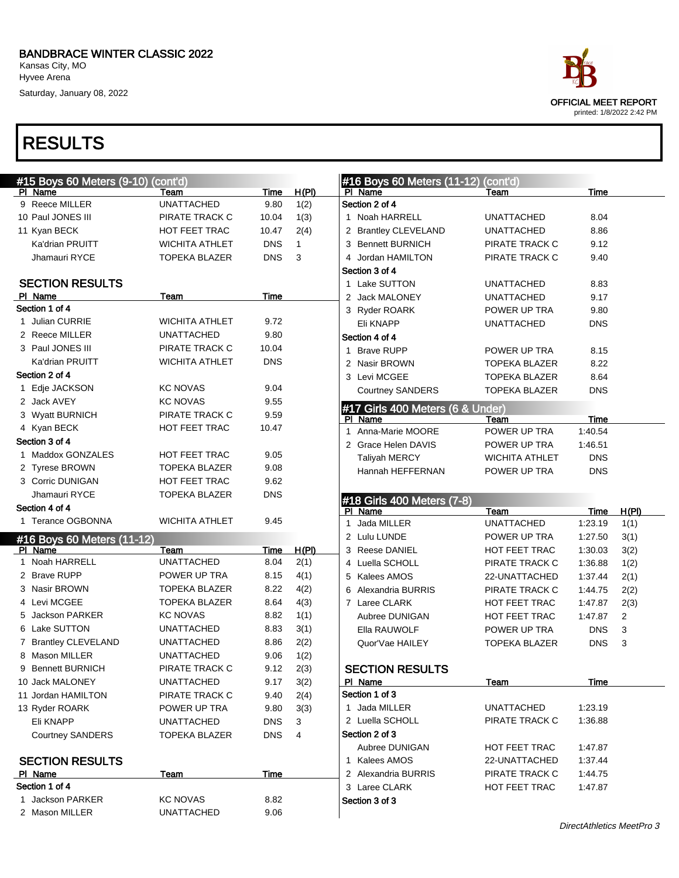BANDBRACE WINTER CLASSIC 2022
Kansas City, MO
Hyvee Arena
Saturday, January 08, 2022

OFFICIAL MEET REPORT
printed: 1/8/2022 2:42 PM

# RESULTS

## #15 Boys 60 Meters (9-10) (cont'd)

| Pl | Name | Team | Time | H(Pl) |
|---|---|---|---|---|
| 9 | Reece MILLER | UNATTACHED | 9.80 | 1(2) |
| 10 | Paul JONES III | PIRATE TRACK C | 10.04 | 1(3) |
| 11 | Kyan BECK | HOT FEET TRAC | 10.47 | 2(4) |
| | Ka'drian PRUITT | WICHITA ATHLET | DNS | 1 |
| | Jhamauri RYCE | TOPEKA BLAZER | DNS | 3 |

### SECTION RESULTS

| Pl | Name | Team | Time |
|---|---|---|---|
| **Section 1 of 4** | | | |
| 1 | Julian CURRIE | WICHITA ATHLET | 9.72 |
| 2 | Reece MILLER | UNATTACHED | 9.80 |
| 3 | Paul JONES III | PIRATE TRACK C | 10.04 |
| | Ka'drian PRUITT | WICHITA ATHLET | DNS |
| **Section 2 of 4** | | | |
| 1 | Edje JACKSON | KC NOVAS | 9.04 |
| 2 | Jack AVEY | KC NOVAS | 9.55 |
| 3 | Wyatt BURNICH | PIRATE TRACK C | 9.59 |
| 4 | Kyan BECK | HOT FEET TRAC | 10.47 |
| **Section 3 of 4** | | | |
| 1 | Maddox GONZALES | HOT FEET TRAC | 9.05 |
| 2 | Tyrese BROWN | TOPEKA BLAZER | 9.08 |
| 3 | Corric DUNIGAN | HOT FEET TRAC | 9.62 |
| | Jhamauri RYCE | TOPEKA BLAZER | DNS |
| **Section 4 of 4** | | | |
| 1 | Terance OGBONNA | WICHITA ATHLET | 9.45 |

## #16 Boys 60 Meters (11-12)

| Pl | Name | Team | Time | H(Pl) |
|---|---|---|---|---|
| 1 | Noah HARRELL | UNATTACHED | 8.04 | 2(1) |
| 2 | Brave RUPP | POWER UP TRA | 8.15 | 4(1) |
| 3 | Nasir BROWN | TOPEKA BLAZER | 8.22 | 4(2) |
| 4 | Levi MCGEE | TOPEKA BLAZER | 8.64 | 4(3) |
| 5 | Jackson PARKER | KC NOVAS | 8.82 | 1(1) |
| 6 | Lake SUTTON | UNATTACHED | 8.83 | 3(1) |
| 7 | Brantley CLEVELAND | UNATTACHED | 8.86 | 2(2) |
| 8 | Mason MILLER | UNATTACHED | 9.06 | 1(2) |
| 9 | Bennett BURNICH | PIRATE TRACK C | 9.12 | 2(3) |
| 10 | Jack MALONEY | UNATTACHED | 9.17 | 3(2) |
| 11 | Jordan HAMILTON | PIRATE TRACK C | 9.40 | 2(4) |
| 13 | Ryder ROARK | POWER UP TRA | 9.80 | 3(3) |
| | Eli KNAPP | UNATTACHED | DNS | 3 |
| | Courtney SANDERS | TOPEKA BLAZER | DNS | 4 |

### SECTION RESULTS

| Pl | Name | Team | Time |
|---|---|---|---|
| **Section 1 of 4** | | | |
| 1 | Jackson PARKER | KC NOVAS | 8.82 |
| 2 | Mason MILLER | UNATTACHED | 9.06 |

## #16 Boys 60 Meters (11-12) (cont'd)

| Pl | Name | Team | Time |
|---|---|---|---|
| **Section 2 of 4** | | | |
| 1 | Noah HARRELL | UNATTACHED | 8.04 |
| 2 | Brantley CLEVELAND | UNATTACHED | 8.86 |
| 3 | Bennett BURNICH | PIRATE TRACK C | 9.12 |
| 4 | Jordan HAMILTON | PIRATE TRACK C | 9.40 |
| **Section 3 of 4** | | | |
| 1 | Lake SUTTON | UNATTACHED | 8.83 |
| 2 | Jack MALONEY | UNATTACHED | 9.17 |
| 3 | Ryder ROARK | POWER UP TRA | 9.80 |
| | Eli KNAPP | UNATTACHED | DNS |
| **Section 4 of 4** | | | |
| 1 | Brave RUPP | POWER UP TRA | 8.15 |
| 2 | Nasir BROWN | TOPEKA BLAZER | 8.22 |
| 3 | Levi MCGEE | TOPEKA BLAZER | 8.64 |
| | Courtney SANDERS | TOPEKA BLAZER | DNS |

## #17 Girls 400 Meters (6 & Under)

| Pl | Name | Team | Time |
|---|---|---|---|
| 1 | Anna-Marie MOORE | POWER UP TRA | 1:40.54 |
| 2 | Grace Helen DAVIS | POWER UP TRA | 1:46.51 |
| | Taliyah MERCY | WICHITA ATHLET | DNS |
| | Hannah HEFFERNAN | POWER UP TRA | DNS |

## #18 Girls 400 Meters (7-8)

| Pl | Name | Team | Time | H(Pl) |
|---|---|---|---|---|
| 1 | Jada MILLER | UNATTACHED | 1:23.19 | 1(1) |
| 2 | Lulu LUNDE | POWER UP TRA | 1:27.50 | 3(1) |
| 3 | Reese DANIEL | HOT FEET TRAC | 1:30.03 | 3(2) |
| 4 | Luella SCHOLL | PIRATE TRACK C | 1:36.88 | 1(2) |
| 5 | Kalees AMOS | 22-UNATTACHED | 1:37.44 | 2(1) |
| 6 | Alexandria BURRIS | PIRATE TRACK C | 1:44.75 | 2(2) |
| 7 | Laree CLARK | HOT FEET TRAC | 1:47.87 | 2(3) |
| | Aubree DUNIGAN | HOT FEET TRAC | 1:47.87 | 2 |
| | Ella RAUWOLF | POWER UP TRA | DNS | 3 |
| | Quor'Vae HAILEY | TOPEKA BLAZER | DNS | 3 |

### SECTION RESULTS

| Pl | Name | Team | Time |
|---|---|---|---|
| **Section 1 of 3** | | | |
| 1 | Jada MILLER | UNATTACHED | 1:23.19 |
| 2 | Luella SCHOLL | PIRATE TRACK C | 1:36.88 |
| **Section 2 of 3** | | | |
| | Aubree DUNIGAN | HOT FEET TRAC | 1:47.87 |
| 1 | Kalees AMOS | 22-UNATTACHED | 1:37.44 |
| 2 | Alexandria BURRIS | PIRATE TRACK C | 1:44.75 |
| 3 | Laree CLARK | HOT FEET TRAC | 1:47.87 |
| **Section 3 of 3** | | | |

*DirectAthletics MeetPro 3*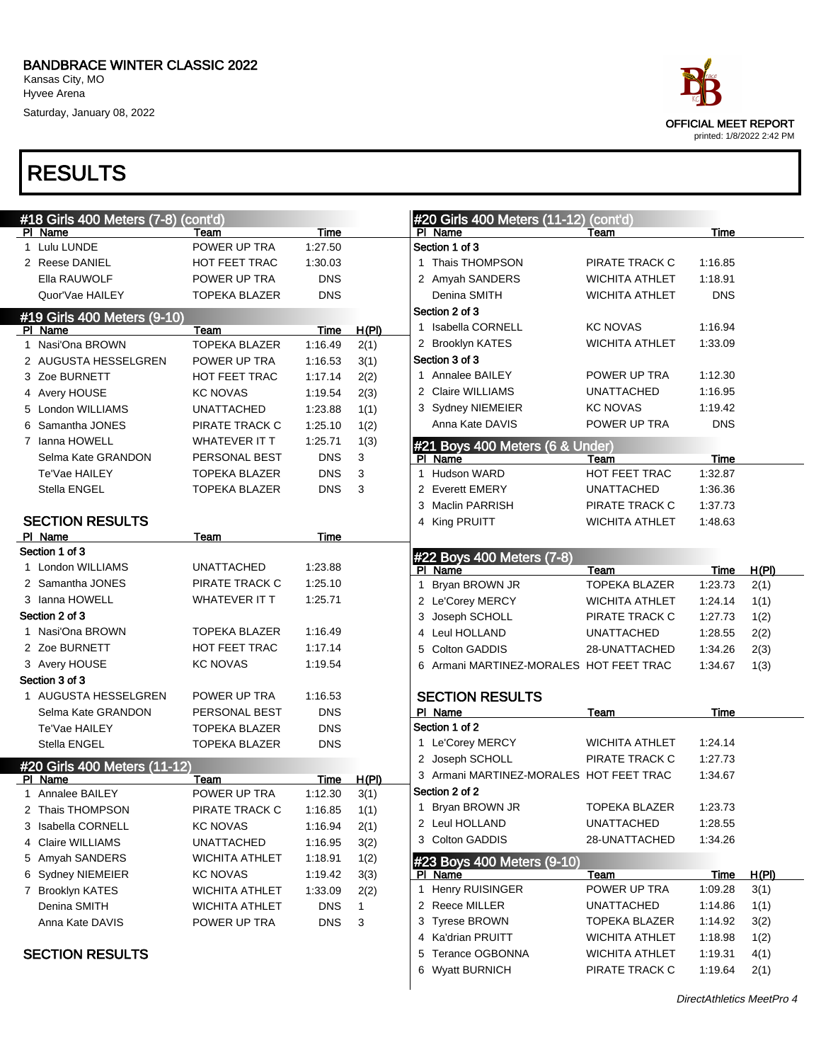# BANDBRACE WINTER CLASSIC 2022

Kansas City, MO
Hyvee Arena
Saturday, January 08, 2022

OFFICIAL MEET REPORT
printed: 1/8/2022 2:42 PM

# RESULTS

## #18 Girls 400 Meters (7-8) (cont'd)

| Pl | Name | Team | Time |
|---|---|---|---|
| 1 | Lulu LUNDE | POWER UP TRA | 1:27.50 |
| 2 | Reese DANIEL | HOT FEET TRAC | 1:30.03 |
| | Ella RAUWOLF | POWER UP TRA | DNS |
| | Quor'Vae HAILEY | TOPEKA BLAZER | DNS |

## #19 Girls 400 Meters (9-10)

| Pl | Name | Team | Time | H(Pl) |
|---|---|---|---|---|
| 1 | Nasi'Ona BROWN | TOPEKA BLAZER | 1:16.49 | 2(1) |
| 2 | AUGUSTA HESSELGREN | POWER UP TRA | 1:16.53 | 3(1) |
| 3 | Zoe BURNETT | HOT FEET TRAC | 1:17.14 | 2(2) |
| 4 | Avery HOUSE | KC NOVAS | 1:19.54 | 2(3) |
| 5 | London WILLIAMS | UNATTACHED | 1:23.88 | 1(1) |
| 6 | Samantha JONES | PIRATE TRACK C | 1:25.10 | 1(2) |
| 7 | Ianna HOWELL | WHATEVER IT T | 1:25.71 | 1(3) |
| | Selma Kate GRANDON | PERSONAL BEST | DNS | 3 |
| | Te'Vae HAILEY | TOPEKA BLAZER | DNS | 3 |
| | Stella ENGEL | TOPEKA BLAZER | DNS | 3 |

### SECTION RESULTS

| Pl | Name | Team | Time |
|---|---|---|---|
| **Section 1 of 3** | | | |
| 1 | London WILLIAMS | UNATTACHED | 1:23.88 |
| 2 | Samantha JONES | PIRATE TRACK C | 1:25.10 |
| 3 | Ianna HOWELL | WHATEVER IT T | 1:25.71 |
| **Section 2 of 3** | | | |
| 1 | Nasi'Ona BROWN | TOPEKA BLAZER | 1:16.49 |
| 2 | Zoe BURNETT | HOT FEET TRAC | 1:17.14 |
| 3 | Avery HOUSE | KC NOVAS | 1:19.54 |
| **Section 3 of 3** | | | |
| 1 | AUGUSTA HESSELGREN | POWER UP TRA | 1:16.53 |
| | Selma Kate GRANDON | PERSONAL BEST | DNS |
| | Te'Vae HAILEY | TOPEKA BLAZER | DNS |
| | Stella ENGEL | TOPEKA BLAZER | DNS |

## #20 Girls 400 Meters (11-12)

| Pl | Name | Team | Time | H(Pl) |
|---|---|---|---|---|
| 1 | Annalee BAILEY | POWER UP TRA | 1:12.30 | 3(1) |
| 2 | Thais THOMPSON | PIRATE TRACK C | 1:16.85 | 1(1) |
| 3 | Isabella CORNELL | KC NOVAS | 1:16.94 | 2(1) |
| 4 | Claire WILLIAMS | UNATTACHED | 1:16.95 | 3(2) |
| 5 | Amyah SANDERS | WICHITA ATHLET | 1:18.91 | 1(2) |
| 6 | Sydney NIEMEIER | KC NOVAS | 1:19.42 | 3(3) |
| 7 | Brooklyn KATES | WICHITA ATHLET | 1:33.09 | 2(2) |
| | Denina SMITH | WICHITA ATHLET | DNS | 1 |
| | Anna Kate DAVIS | POWER UP TRA | DNS | 3 |

### SECTION RESULTS

| Pl | Name | Team | Time |
|---|---|---|---|
| **Section 1 of 3** | | | |
| 1 | Thais THOMPSON | PIRATE TRACK C | 1:16.85 |
| 2 | Amyah SANDERS | WICHITA ATHLET | 1:18.91 |
| | Denina SMITH | WICHITA ATHLET | DNS |
| **Section 2 of 3** | | | |
| 1 | Isabella CORNELL | KC NOVAS | 1:16.94 |
| 2 | Brooklyn KATES | WICHITA ATHLET | 1:33.09 |
| **Section 3 of 3** | | | |
| 1 | Annalee BAILEY | POWER UP TRA | 1:12.30 |
| 2 | Claire WILLIAMS | UNATTACHED | 1:16.95 |
| 3 | Sydney NIEMEIER | KC NOVAS | 1:19.42 |
| | Anna Kate DAVIS | POWER UP TRA | DNS |

## #21 Boys 400 Meters (6 & Under)

| Pl | Name | Team | Time |
|---|---|---|---|
| 1 | Hudson WARD | HOT FEET TRAC | 1:32.87 |
| 2 | Everett EMERY | UNATTACHED | 1:36.36 |
| 3 | Maclin PARRISH | PIRATE TRACK C | 1:37.73 |
| 4 | King PRUITT | WICHITA ATHLET | 1:48.63 |

## #22 Boys 400 Meters (7-8)

| Pl | Name | Team | Time | H(Pl) |
|---|---|---|---|---|
| 1 | Bryan BROWN JR | TOPEKA BLAZER | 1:23.73 | 2(1) |
| 2 | Le'Corey MERCY | WICHITA ATHLET | 1:24.14 | 1(1) |
| 3 | Joseph SCHOLL | PIRATE TRACK C | 1:27.73 | 1(2) |
| 4 | Leul HOLLAND | UNATTACHED | 1:28.55 | 2(2) |
| 5 | Colton GADDIS | 28-UNATTACHED | 1:34.26 | 2(3) |
| 6 | Armani MARTINEZ-MORALES | HOT FEET TRAC | 1:34.67 | 1(3) |

### SECTION RESULTS

| Pl | Name | Team | Time |
|---|---|---|---|
| **Section 1 of 2** | | | |
| 1 | Le'Corey MERCY | WICHITA ATHLET | 1:24.14 |
| 2 | Joseph SCHOLL | PIRATE TRACK C | 1:27.73 |
| 3 | Armani MARTINEZ-MORALES | HOT FEET TRAC | 1:34.67 |
| **Section 2 of 2** | | | |
| 1 | Bryan BROWN JR | TOPEKA BLAZER | 1:23.73 |
| 2 | Leul HOLLAND | UNATTACHED | 1:28.55 |
| 3 | Colton GADDIS | 28-UNATTACHED | 1:34.26 |

## #23 Boys 400 Meters (9-10)

| Pl | Name | Team | Time | H(Pl) |
|---|---|---|---|---|
| 1 | Henry RUISINGER | POWER UP TRA | 1:09.28 | 3(1) |
| 2 | Reece MILLER | UNATTACHED | 1:14.86 | 1(1) |
| 3 | Tyrese BROWN | TOPEKA BLAZER | 1:14.92 | 3(2) |
| 4 | Ka'drian PRUITT | WICHITA ATHLET | 1:18.98 | 1(2) |
| 5 | Terance OGBONNA | WICHITA ATHLET | 1:19.31 | 4(1) |
| 6 | Wyatt BURNICH | PIRATE TRACK C | 1:19.64 | 2(1) |

*DirectAthletics MeetPro 4*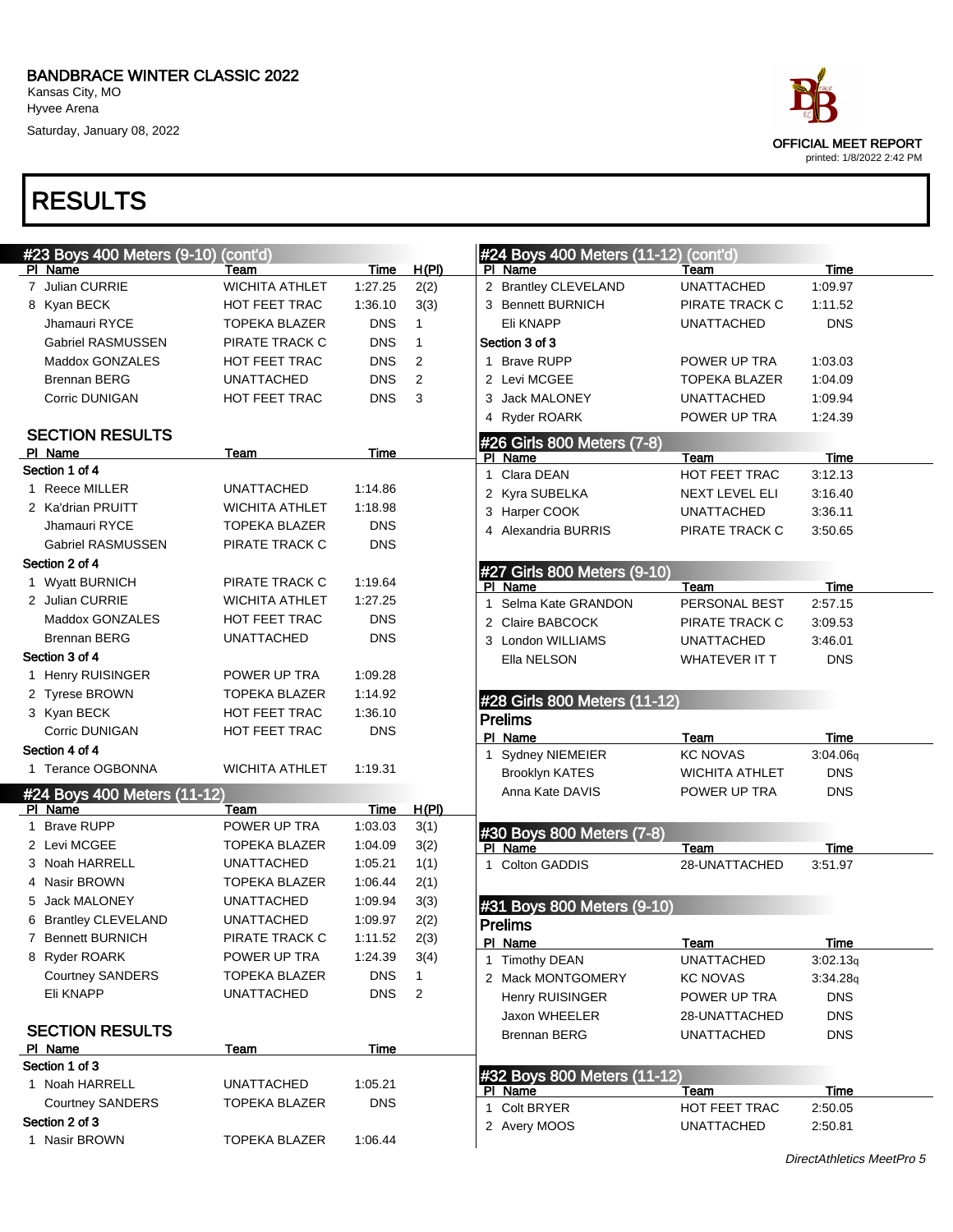# BANDBRACE WINTER CLASSIC 2022

Kansas City, MO
Hyvee Arena
Saturday, January 08, 2022

OFFICIAL MEET REPORT
printed: 1/8/2022 2:42 PM

# RESULTS

## #23 Boys 400 Meters (9-10) (cont'd)

| Pl | Name | Team | Time | H(Pl) |
|---|---|---|---|---|
| 7 | Julian CURRIE | WICHITA ATHLET | 1:27.25 | 2(2) |
| 8 | Kyan BECK | HOT FEET TRAC | 1:36.10 | 3(3) |
| | Jhamauri RYCE | TOPEKA BLAZER | DNS | 1 |
| | Gabriel RASMUSSEN | PIRATE TRACK C | DNS | 1 |
| | Maddox GONZALES | HOT FEET TRAC | DNS | 2 |
| | Brennan BERG | UNATTACHED | DNS | 2 |
| | Corric DUNIGAN | HOT FEET TRAC | DNS | 3 |

### SECTION RESULTS

| Pl | Name | Team | Time |
|---|---|---|---|
| **Section 1 of 4** | | | |
| 1 | Reece MILLER | UNATTACHED | 1:14.86 |
| 2 | Ka'drian PRUITT | WICHITA ATHLET | 1:18.98 |
| | Jhamauri RYCE | TOPEKA BLAZER | DNS |
| | Gabriel RASMUSSEN | PIRATE TRACK C | DNS |
| **Section 2 of 4** | | | |
| 1 | Wyatt BURNICH | PIRATE TRACK C | 1:19.64 |
| 2 | Julian CURRIE | WICHITA ATHLET | 1:27.25 |
| | Maddox GONZALES | HOT FEET TRAC | DNS |
| | Brennan BERG | UNATTACHED | DNS |
| **Section 3 of 4** | | | |
| 1 | Henry RUISINGER | POWER UP TRA | 1:09.28 |
| 2 | Tyrese BROWN | TOPEKA BLAZER | 1:14.92 |
| 3 | Kyan BECK | HOT FEET TRAC | 1:36.10 |
| | Corric DUNIGAN | HOT FEET TRAC | DNS |
| **Section 4 of 4** | | | |
| 1 | Terance OGBONNA | WICHITA ATHLET | 1:19.31 |

## #24 Boys 400 Meters (11-12)

| Pl | Name | Team | Time | H(Pl) |
|---|---|---|---|---|
| 1 | Brave RUPP | POWER UP TRA | 1:03.03 | 3(1) |
| 2 | Levi MCGEE | TOPEKA BLAZER | 1:04.09 | 3(2) |
| 3 | Noah HARRELL | UNATTACHED | 1:05.21 | 1(1) |
| 4 | Nasir BROWN | TOPEKA BLAZER | 1:06.44 | 2(1) |
| 5 | Jack MALONEY | UNATTACHED | 1:09.94 | 3(3) |
| 6 | Brantley CLEVELAND | UNATTACHED | 1:09.97 | 2(2) |
| 7 | Bennett BURNICH | PIRATE TRACK C | 1:11.52 | 2(3) |
| 8 | Ryder ROARK | POWER UP TRA | 1:24.39 | 3(4) |
| | Courtney SANDERS | TOPEKA BLAZER | DNS | 1 |
| | Eli KNAPP | UNATTACHED | DNS | 2 |

### SECTION RESULTS

| Pl | Name | Team | Time |
|---|---|---|---|
| **Section 1 of 3** | | | |
| 1 | Noah HARRELL | UNATTACHED | 1:05.21 |
| | Courtney SANDERS | TOPEKA BLAZER | DNS |
| **Section 2 of 3** | | | |
| 1 | Nasir BROWN | TOPEKA BLAZER | 1:06.44 |
| 2 | Brantley CLEVELAND | UNATTACHED | 1:09.97 |
| 3 | Bennett BURNICH | PIRATE TRACK C | 1:11.52 |
| | Eli KNAPP | UNATTACHED | DNS |
| **Section 3 of 3** | | | |
| 1 | Brave RUPP | POWER UP TRA | 1:03.03 |
| 2 | Levi MCGEE | TOPEKA BLAZER | 1:04.09 |
| 3 | Jack MALONEY | UNATTACHED | 1:09.94 |
| 4 | Ryder ROARK | POWER UP TRA | 1:24.39 |

## #26 Girls 800 Meters (7-8)

| Pl | Name | Team | Time |
|---|---|---|---|
| 1 | Clara DEAN | HOT FEET TRAC | 3:12.13 |
| 2 | Kyra SUBELKA | NEXT LEVEL ELI | 3:16.40 |
| 3 | Harper COOK | UNATTACHED | 3:36.11 |
| 4 | Alexandria BURRIS | PIRATE TRACK C | 3:50.65 |

## #27 Girls 800 Meters (9-10)

| Pl | Name | Team | Time |
|---|---|---|---|
| 1 | Selma Kate GRANDON | PERSONAL BEST | 2:57.15 |
| 2 | Claire BABCOCK | PIRATE TRACK C | 3:09.53 |
| 3 | London WILLIAMS | UNATTACHED | 3:46.01 |
| | Ella NELSON | WHATEVER IT T | DNS |

## #28 Girls 800 Meters (11-12)

### Prelims

| Pl | Name | Team | Time |
|---|---|---|---|
| 1 | Sydney NIEMEIER | KC NOVAS | 3:04.06q |
| | Brooklyn KATES | WICHITA ATHLET | DNS |
| | Anna Kate DAVIS | POWER UP TRA | DNS |

## #30 Boys 800 Meters (7-8)

| Pl | Name | Team | Time |
|---|---|---|---|
| 1 | Colton GADDIS | 28-UNATTACHED | 3:51.97 |

## #31 Boys 800 Meters (9-10)

### Prelims

| Pl | Name | Team | Time |
|---|---|---|---|
| 1 | Timothy DEAN | UNATTACHED | 3:02.13q |
| 2 | Mack MONTGOMERY | KC NOVAS | 3:34.28q |
| | Henry RUISINGER | POWER UP TRA | DNS |
| | Jaxon WHEELER | 28-UNATTACHED | DNS |
| | Brennan BERG | UNATTACHED | DNS |

## #32 Boys 800 Meters (11-12)

| Pl | Name | Team | Time |
|---|---|---|---|
| 1 | Colt BRYER | HOT FEET TRAC | 2:50.05 |
| 2 | Avery MOOS | UNATTACHED | 2:50.81 |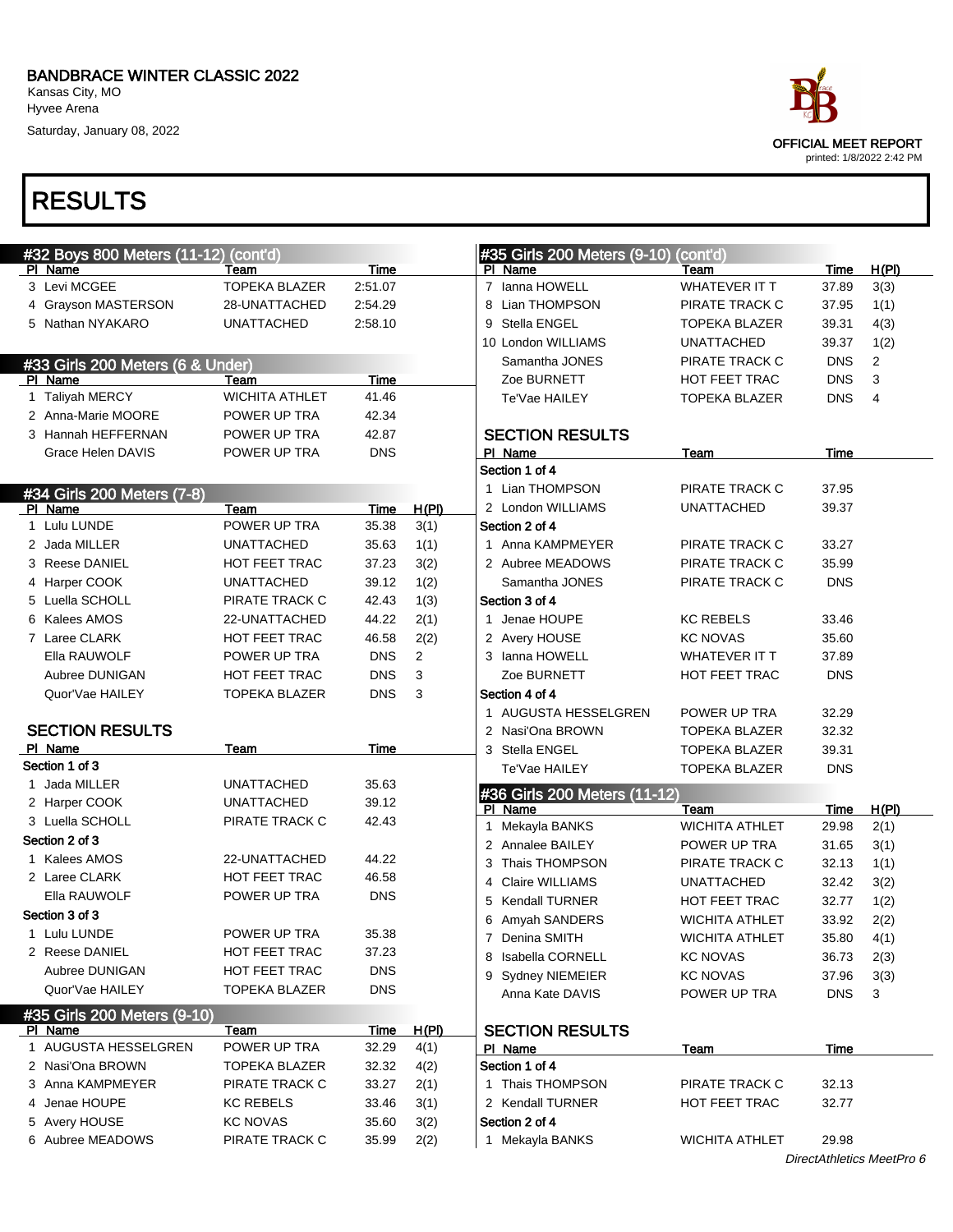# RESULTS

## #32 Boys 800 Meters (11-12) (cont'd)

| Pl | Name | Team | Time |
|---|---|---|---|
| 3 | Levi MCGEE | TOPEKA BLAZER | 2:51.07 |
| 4 | Grayson MASTERSON | 28-UNATTACHED | 2:54.29 |
| 5 | Nathan NYAKARO | UNATTACHED | 2:58.10 |

## #33 Girls 200 Meters (6 & Under)

| Pl | Name | Team | Time |
|---|---|---|---|
| 1 | Taliyah MERCY | WICHITA ATHLET | 41.46 |
| 2 | Anna-Marie MOORE | POWER UP TRA | 42.34 |
| 3 | Hannah HEFFERNAN | POWER UP TRA | 42.87 |
| | Grace Helen DAVIS | POWER UP TRA | DNS |

## #34 Girls 200 Meters (7-8)

| Pl | Name | Team | Time | H(Pl) |
|---|---|---|---|---|
| 1 | Lulu LUNDE | POWER UP TRA | 35.38 | 3(1) |
| 2 | Jada MILLER | UNATTACHED | 35.63 | 1(1) |
| 3 | Reese DANIEL | HOT FEET TRAC | 37.23 | 3(2) |
| 4 | Harper COOK | UNATTACHED | 39.12 | 1(2) |
| 5 | Luella SCHOLL | PIRATE TRACK C | 42.43 | 1(3) |
| 6 | Kalees AMOS | 22-UNATTACHED | 44.22 | 2(1) |
| 7 | Laree CLARK | HOT FEET TRAC | 46.58 | 2(2) |
| | Ella RAUWOLF | POWER UP TRA | DNS | 2 |
| | Aubree DUNIGAN | HOT FEET TRAC | DNS | 3 |
| | Quor'Vae HAILEY | TOPEKA BLAZER | DNS | 3 |

### SECTION RESULTS

| Pl | Name | Team | Time |
|---|---|---|---|
| **Section 1 of 3** | | | |
| 1 | Jada MILLER | UNATTACHED | 35.63 |
| 2 | Harper COOK | UNATTACHED | 39.12 |
| 3 | Luella SCHOLL | PIRATE TRACK C | 42.43 |
| **Section 2 of 3** | | | |
| 1 | Kalees AMOS | 22-UNATTACHED | 44.22 |
| 2 | Laree CLARK | HOT FEET TRAC | 46.58 |
| | Ella RAUWOLF | POWER UP TRA | DNS |
| **Section 3 of 3** | | | |
| 1 | Lulu LUNDE | POWER UP TRA | 35.38 |
| 2 | Reese DANIEL | HOT FEET TRAC | 37.23 |
| | Aubree DUNIGAN | HOT FEET TRAC | DNS |
| | Quor'Vae HAILEY | TOPEKA BLAZER | DNS |

## #35 Girls 200 Meters (9-10)

| Pl | Name | Team | Time | H(Pl) |
|---|---|---|---|---|
| 1 | AUGUSTA HESSELGREN | POWER UP TRA | 32.29 | 4(1) |
| 2 | Nasi'Ona BROWN | TOPEKA BLAZER | 32.32 | 4(2) |
| 3 | Anna KAMPMEYER | PIRATE TRACK C | 33.27 | 2(1) |
| 4 | Jenae HOUPE | KC REBELS | 33.46 | 3(1) |
| 5 | Avery HOUSE | KC NOVAS | 35.60 | 3(2) |
| 6 | Aubree MEADOWS | PIRATE TRACK C | 35.99 | 2(2) |
| 7 | Ianna HOWELL | WHATEVER IT T | 37.89 | 3(3) |
| 8 | Lian THOMPSON | PIRATE TRACK C | 37.95 | 1(1) |
| 9 | Stella ENGEL | TOPEKA BLAZER | 39.31 | 4(3) |
| 10 | London WILLIAMS | UNATTACHED | 39.37 | 1(2) |
| | Samantha JONES | PIRATE TRACK C | DNS | 2 |
| | Zoe BURNETT | HOT FEET TRAC | DNS | 3 |
| | Te'Vae HAILEY | TOPEKA BLAZER | DNS | 4 |

### SECTION RESULTS

| Pl | Name | Team | Time |
|---|---|---|---|
| **Section 1 of 4** | | | |
| 1 | Lian THOMPSON | PIRATE TRACK C | 37.95 |
| 2 | London WILLIAMS | UNATTACHED | 39.37 |
| **Section 2 of 4** | | | |
| 1 | Anna KAMPMEYER | PIRATE TRACK C | 33.27 |
| 2 | Aubree MEADOWS | PIRATE TRACK C | 35.99 |
| | Samantha JONES | PIRATE TRACK C | DNS |
| **Section 3 of 4** | | | |
| 1 | Jenae HOUPE | KC REBELS | 33.46 |
| 2 | Avery HOUSE | KC NOVAS | 35.60 |
| 3 | Ianna HOWELL | WHATEVER IT T | 37.89 |
| | Zoe BURNETT | HOT FEET TRAC | DNS |
| **Section 4 of 4** | | | |
| 1 | AUGUSTA HESSELGREN | POWER UP TRA | 32.29 |
| 2 | Nasi'Ona BROWN | TOPEKA BLAZER | 32.32 |
| 3 | Stella ENGEL | TOPEKA BLAZER | 39.31 |
| | Te'Vae HAILEY | TOPEKA BLAZER | DNS |

## #36 Girls 200 Meters (11-12)

| Pl | Name | Team | Time | H(Pl) |
|---|---|---|---|---|
| 1 | Mekayla BANKS | WICHITA ATHLET | 29.98 | 2(1) |
| 2 | Annalee BAILEY | POWER UP TRA | 31.65 | 3(1) |
| 3 | Thais THOMPSON | PIRATE TRACK C | 32.13 | 1(1) |
| 4 | Claire WILLIAMS | UNATTACHED | 32.42 | 3(2) |
| 5 | Kendall TURNER | HOT FEET TRAC | 32.77 | 1(2) |
| 6 | Amyah SANDERS | WICHITA ATHLET | 33.92 | 2(2) |
| 7 | Denina SMITH | WICHITA ATHLET | 35.80 | 4(1) |
| 8 | Isabella CORNELL | KC NOVAS | 36.73 | 2(3) |
| 9 | Sydney NIEMEIER | KC NOVAS | 37.96 | 3(3) |
| | Anna Kate DAVIS | POWER UP TRA | DNS | 3 |

### SECTION RESULTS

| Pl | Name | Team | Time |
|---|---|---|---|
| **Section 1 of 4** | | | |
| 1 | Thais THOMPSON | PIRATE TRACK C | 32.13 |
| 2 | Kendall TURNER | HOT FEET TRAC | 32.77 |
| **Section 2 of 4** | | | |
| 1 | Mekayla BANKS | WICHITA ATHLET | 29.98 |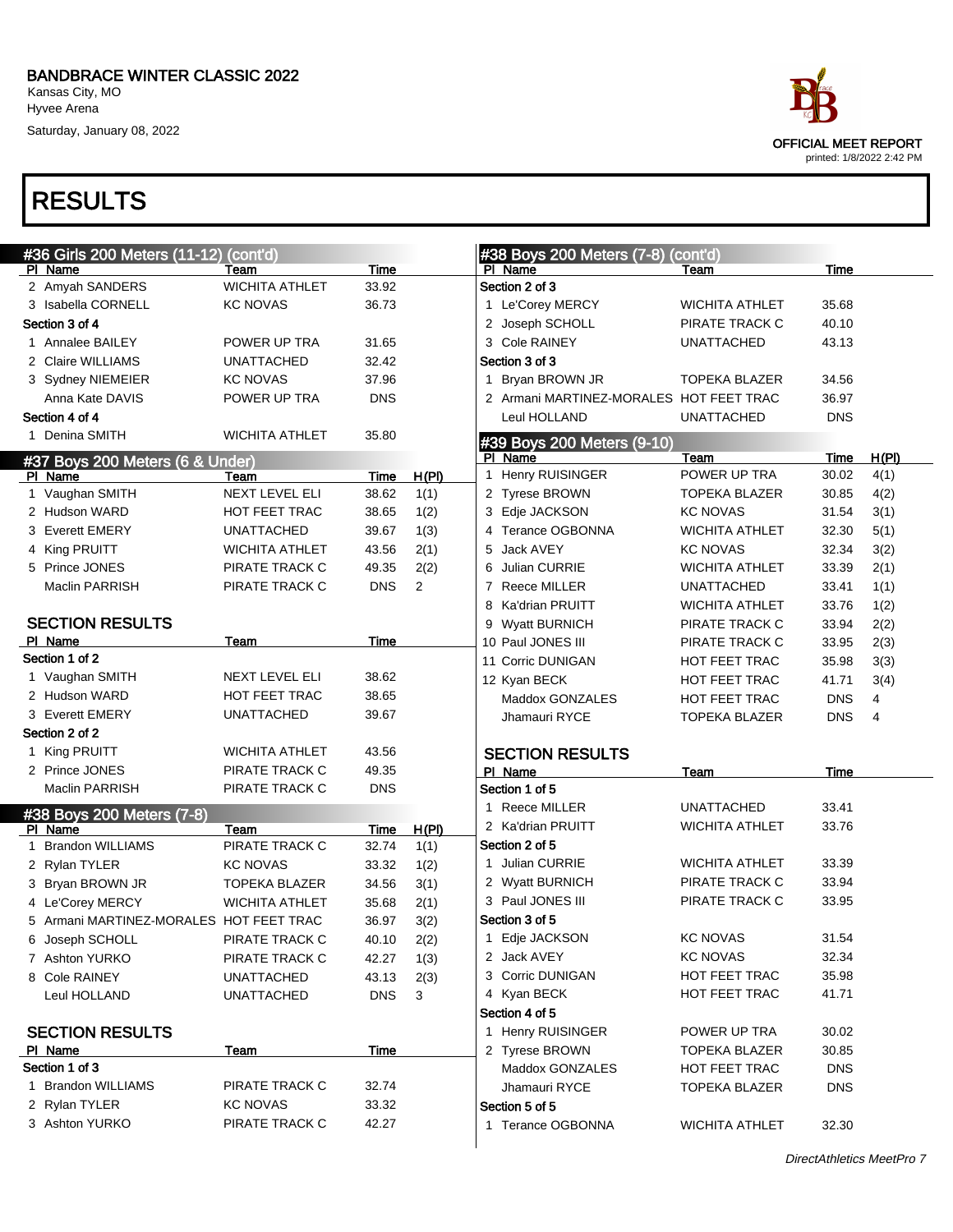# BANDBRACE WINTER CLASSIC 2022

Kansas City, MO
Hyvee Arena
Saturday, January 08, 2022

OFFICIAL MEET REPORT
printed: 1/8/2022 2:42 PM

# RESULTS

## #36 Girls 200 Meters (11-12) (cont'd)

| Pl | Name | Team | Time |
|---|---|---|---|
| 2 | Amyah SANDERS | WICHITA ATHLET | 33.92 |
| 3 | Isabella CORNELL | KC NOVAS | 36.73 |
| **Section 3 of 4** | | | |
| 1 | Annalee BAILEY | POWER UP TRA | 31.65 |
| 2 | Claire WILLIAMS | UNATTACHED | 32.42 |
| 3 | Sydney NIEMEIER | KC NOVAS | 37.96 |
| | Anna Kate DAVIS | POWER UP TRA | DNS |
| **Section 4 of 4** | | | |
| 1 | Denina SMITH | WICHITA ATHLET | 35.80 |

## #37 Boys 200 Meters (6 & Under)

| Pl | Name | Team | Time | H(Pl) |
|---|---|---|---|---|
| 1 | Vaughan SMITH | NEXT LEVEL ELI | 38.62 | 1(1) |
| 2 | Hudson WARD | HOT FEET TRAC | 38.65 | 1(2) |
| 3 | Everett EMERY | UNATTACHED | 39.67 | 1(3) |
| 4 | King PRUITT | WICHITA ATHLET | 43.56 | 2(1) |
| 5 | Prince JONES | PIRATE TRACK C | 49.35 | 2(2) |
| | Maclin PARRISH | PIRATE TRACK C | DNS | 2 |

### SECTION RESULTS

| Pl | Name | Team | Time |
|---|---|---|---|
| **Section 1 of 2** | | | |
| 1 | Vaughan SMITH | NEXT LEVEL ELI | 38.62 |
| 2 | Hudson WARD | HOT FEET TRAC | 38.65 |
| 3 | Everett EMERY | UNATTACHED | 39.67 |
| **Section 2 of 2** | | | |
| 1 | King PRUITT | WICHITA ATHLET | 43.56 |
| 2 | Prince JONES | PIRATE TRACK C | 49.35 |
| | Maclin PARRISH | PIRATE TRACK C | DNS |

## #38 Boys 200 Meters (7-8)

| Pl | Name | Team | Time | H(Pl) |
|---|---|---|---|---|
| 1 | Brandon WILLIAMS | PIRATE TRACK C | 32.74 | 1(1) |
| 2 | Rylan TYLER | KC NOVAS | 33.32 | 1(2) |
| 3 | Bryan BROWN JR | TOPEKA BLAZER | 34.56 | 3(1) |
| 4 | Le'Corey MERCY | WICHITA ATHLET | 35.68 | 2(1) |
| 5 | Armani MARTINEZ-MORALES | HOT FEET TRAC | 36.97 | 3(2) |
| 6 | Joseph SCHOLL | PIRATE TRACK C | 40.10 | 2(2) |
| 7 | Ashton YURKO | PIRATE TRACK C | 42.27 | 1(3) |
| 8 | Cole RAINEY | UNATTACHED | 43.13 | 2(3) |
| | Leul HOLLAND | UNATTACHED | DNS | 3 |

### SECTION RESULTS

| Pl | Name | Team | Time |
|---|---|---|---|
| **Section 1 of 3** | | | |
| 1 | Brandon WILLIAMS | PIRATE TRACK C | 32.74 |
| 2 | Rylan TYLER | KC NOVAS | 33.32 |
| 3 | Ashton YURKO | PIRATE TRACK C | 42.27 |

## #38 Boys 200 Meters (7-8) (cont'd)

| Pl | Name | Team | Time |
|---|---|---|---|
| **Section 2 of 3** | | | |
| 1 | Le'Corey MERCY | WICHITA ATHLET | 35.68 |
| 2 | Joseph SCHOLL | PIRATE TRACK C | 40.10 |
| 3 | Cole RAINEY | UNATTACHED | 43.13 |
| **Section 3 of 3** | | | |
| 1 | Bryan BROWN JR | TOPEKA BLAZER | 34.56 |
| 2 | Armani MARTINEZ-MORALES | HOT FEET TRAC | 36.97 |
| | Leul HOLLAND | UNATTACHED | DNS |

## #39 Boys 200 Meters (9-10)

| Pl | Name | Team | Time | H(Pl) |
|---|---|---|---|---|
| 1 | Henry RUISINGER | POWER UP TRA | 30.02 | 4(1) |
| 2 | Tyrese BROWN | TOPEKA BLAZER | 30.85 | 4(2) |
| 3 | Edje JACKSON | KC NOVAS | 31.54 | 3(1) |
| 4 | Terance OGBONNA | WICHITA ATHLET | 32.30 | 5(1) |
| 5 | Jack AVEY | KC NOVAS | 32.34 | 3(2) |
| 6 | Julian CURRIE | WICHITA ATHLET | 33.39 | 2(1) |
| 7 | Reece MILLER | UNATTACHED | 33.41 | 1(1) |
| 8 | Ka'drian PRUITT | WICHITA ATHLET | 33.76 | 1(2) |
| 9 | Wyatt BURNICH | PIRATE TRACK C | 33.94 | 2(2) |
| 10 | Paul JONES III | PIRATE TRACK C | 33.95 | 2(3) |
| 11 | Corric DUNIGAN | HOT FEET TRAC | 35.98 | 3(3) |
| 12 | Kyan BECK | HOT FEET TRAC | 41.71 | 3(4) |
| | Maddox GONZALES | HOT FEET TRAC | DNS | 4 |
| | Jhamauri RYCE | TOPEKA BLAZER | DNS | 4 |

### SECTION RESULTS

| Pl | Name | Team | Time |
|---|---|---|---|
| **Section 1 of 5** | | | |
| 1 | Reece MILLER | UNATTACHED | 33.41 |
| 2 | Ka'drian PRUITT | WICHITA ATHLET | 33.76 |
| **Section 2 of 5** | | | |
| 1 | Julian CURRIE | WICHITA ATHLET | 33.39 |
| 2 | Wyatt BURNICH | PIRATE TRACK C | 33.94 |
| 3 | Paul JONES III | PIRATE TRACK C | 33.95 |
| **Section 3 of 5** | | | |
| 1 | Edje JACKSON | KC NOVAS | 31.54 |
| 2 | Jack AVEY | KC NOVAS | 32.34 |
| 3 | Corric DUNIGAN | HOT FEET TRAC | 35.98 |
| 4 | Kyan BECK | HOT FEET TRAC | 41.71 |
| **Section 4 of 5** | | | |
| 1 | Henry RUISINGER | POWER UP TRA | 30.02 |
| 2 | Tyrese BROWN | TOPEKA BLAZER | 30.85 |
| | Maddox GONZALES | HOT FEET TRAC | DNS |
| | Jhamauri RYCE | TOPEKA BLAZER | DNS |
| **Section 5 of 5** | | | |
| 1 | Terance OGBONNA | WICHITA ATHLET | 32.30 |

*DirectAthletics MeetPro 7*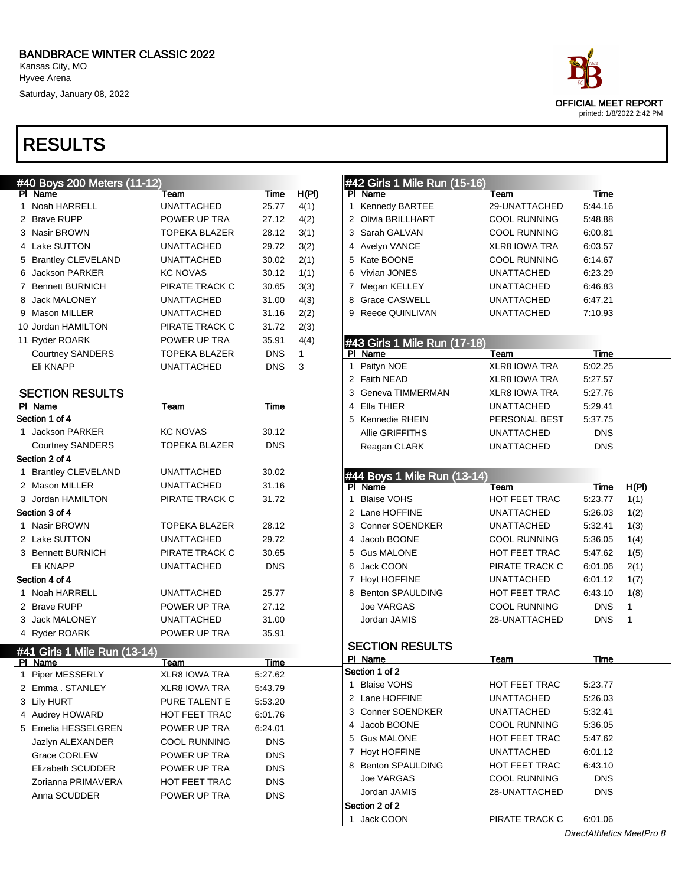BANDBRACE WINTER CLASSIC 2022

Kansas City, MO

Hyvee Arena

Saturday, January 08, 2022

OFFICIAL MEET REPORT

printed: 1/8/2022 2:42 PM

# RESULTS

## #40 Boys 200 Meters (11-12)

| Pl | Name | Team | Time | H(Pl) |
|---|---|---|---|---|
| 1 | Noah HARRELL | UNATTACHED | 25.77 | 4(1) |
| 2 | Brave RUPP | POWER UP TRA | 27.12 | 4(2) |
| 3 | Nasir BROWN | TOPEKA BLAZER | 28.12 | 3(1) |
| 4 | Lake SUTTON | UNATTACHED | 29.72 | 3(2) |
| 5 | Brantley CLEVELAND | UNATTACHED | 30.02 | 2(1) |
| 6 | Jackson PARKER | KC NOVAS | 30.12 | 1(1) |
| 7 | Bennett BURNICH | PIRATE TRACK C | 30.65 | 3(3) |
| 8 | Jack MALONEY | UNATTACHED | 31.00 | 4(3) |
| 9 | Mason MILLER | UNATTACHED | 31.16 | 2(2) |
| 10 | Jordan HAMILTON | PIRATE TRACK C | 31.72 | 2(3) |
| 11 | Ryder ROARK | POWER UP TRA | 35.91 | 4(4) |
| | Courtney SANDERS | TOPEKA BLAZER | DNS | 1 |
| | Eli KNAPP | UNATTACHED | DNS | 3 |

### SECTION RESULTS

| Pl | Name | Team | Time |
|---|---|---|---|
| **Section 1 of 4** | | | |
| 1 | Jackson PARKER | KC NOVAS | 30.12 |
| | Courtney SANDERS | TOPEKA BLAZER | DNS |
| **Section 2 of 4** | | | |
| 1 | Brantley CLEVELAND | UNATTACHED | 30.02 |
| 2 | Mason MILLER | UNATTACHED | 31.16 |
| 3 | Jordan HAMILTON | PIRATE TRACK C | 31.72 |
| **Section 3 of 4** | | | |
| 1 | Nasir BROWN | TOPEKA BLAZER | 28.12 |
| 2 | Lake SUTTON | UNATTACHED | 29.72 |
| 3 | Bennett BURNICH | PIRATE TRACK C | 30.65 |
| | Eli KNAPP | UNATTACHED | DNS |
| **Section 4 of 4** | | | |
| 1 | Noah HARRELL | UNATTACHED | 25.77 |
| 2 | Brave RUPP | POWER UP TRA | 27.12 |
| 3 | Jack MALONEY | UNATTACHED | 31.00 |
| 4 | Ryder ROARK | POWER UP TRA | 35.91 |

## #41 Girls 1 Mile Run (13-14)

| Pl | Name | Team | Time |
|---|---|---|---|
| 1 | Piper MESSERLY | XLR8 IOWA TRA | 5:27.62 |
| 2 | Emma . STANLEY | XLR8 IOWA TRA | 5:43.79 |
| 3 | Lily HURT | PURE TALENT E | 5:53.20 |
| 4 | Audrey HOWARD | HOT FEET TRAC | 6:01.76 |
| 5 | Emelia HESSELGREN | POWER UP TRA | 6:24.01 |
| | Jazlyn ALEXANDER | COOL RUNNING | DNS |
| | Grace CORLEW | POWER UP TRA | DNS |
| | Elizabeth SCUDDER | POWER UP TRA | DNS |
| | Zorianna PRIMAVERA | HOT FEET TRAC | DNS |
| | Anna SCUDDER | POWER UP TRA | DNS |

## #42 Girls 1 Mile Run (15-16)

| Pl | Name | Team | Time |
|---|---|---|---|
| 1 | Kennedy BARTEE | 29-UNATTACHED | 5:44.16 |
| 2 | Olivia BRILLHART | COOL RUNNING | 5:48.88 |
| 3 | Sarah GALVAN | COOL RUNNING | 6:00.81 |
| 4 | Avelyn VANCE | XLR8 IOWA TRA | 6:03.57 |
| 5 | Kate BOONE | COOL RUNNING | 6:14.67 |
| 6 | Vivian JONES | UNATTACHED | 6:23.29 |
| 7 | Megan KELLEY | UNATTACHED | 6:46.83 |
| 8 | Grace CASWELL | UNATTACHED | 6:47.21 |
| 9 | Reece QUINLIVAN | UNATTACHED | 7:10.93 |

## #43 Girls 1 Mile Run (17-18)

| Pl | Name | Team | Time |
|---|---|---|---|
| 1 | Paityn NOE | XLR8 IOWA TRA | 5:02.25 |
| 2 | Faith NEAD | XLR8 IOWA TRA | 5:27.57 |
| 3 | Geneva TIMMERMAN | XLR8 IOWA TRA | 5:27.76 |
| 4 | Ella THIER | UNATTACHED | 5:29.41 |
| 5 | Kennedie RHEIN | PERSONAL BEST | 5:37.75 |
| | Allie GRIFFITHS | UNATTACHED | DNS |
| | Reagan CLARK | UNATTACHED | DNS |

## #44 Boys 1 Mile Run (13-14)

| Pl | Name | Team | Time | H(Pl) |
|---|---|---|---|---|
| 1 | Blaise VOHS | HOT FEET TRAC | 5:23.77 | 1(1) |
| 2 | Lane HOFFINE | UNATTACHED | 5:26.03 | 1(2) |
| 3 | Conner SOENDKER | UNATTACHED | 5:32.41 | 1(3) |
| 4 | Jacob BOONE | COOL RUNNING | 5:36.05 | 1(4) |
| 5 | Gus MALONE | HOT FEET TRAC | 5:47.62 | 1(5) |
| 6 | Jack COON | PIRATE TRACK C | 6:01.06 | 2(1) |
| 7 | Hoyt HOFFINE | UNATTACHED | 6:01.12 | 1(7) |
| 8 | Benton SPAULDING | HOT FEET TRAC | 6:43.10 | 1(8) |
| | Joe VARGAS | COOL RUNNING | DNS | 1 |
| | Jordan JAMIS | 28-UNATTACHED | DNS | 1 |

### SECTION RESULTS

| Pl | Name | Team | Time |
|---|---|---|---|
| **Section 1 of 2** | | | |
| 1 | Blaise VOHS | HOT FEET TRAC | 5:23.77 |
| 2 | Lane HOFFINE | UNATTACHED | 5:26.03 |
| 3 | Conner SOENDKER | UNATTACHED | 5:32.41 |
| 4 | Jacob BOONE | COOL RUNNING | 5:36.05 |
| 5 | Gus MALONE | HOT FEET TRAC | 5:47.62 |
| 7 | Hoyt HOFFINE | UNATTACHED | 6:01.12 |
| 8 | Benton SPAULDING | HOT FEET TRAC | 6:43.10 |
| | Joe VARGAS | COOL RUNNING | DNS |
| | Jordan JAMIS | 28-UNATTACHED | DNS |
| **Section 2 of 2** | | | |
| 1 | Jack COON | PIRATE TRACK C | 6:01.06 |

*DirectAthletics MeetPro 8*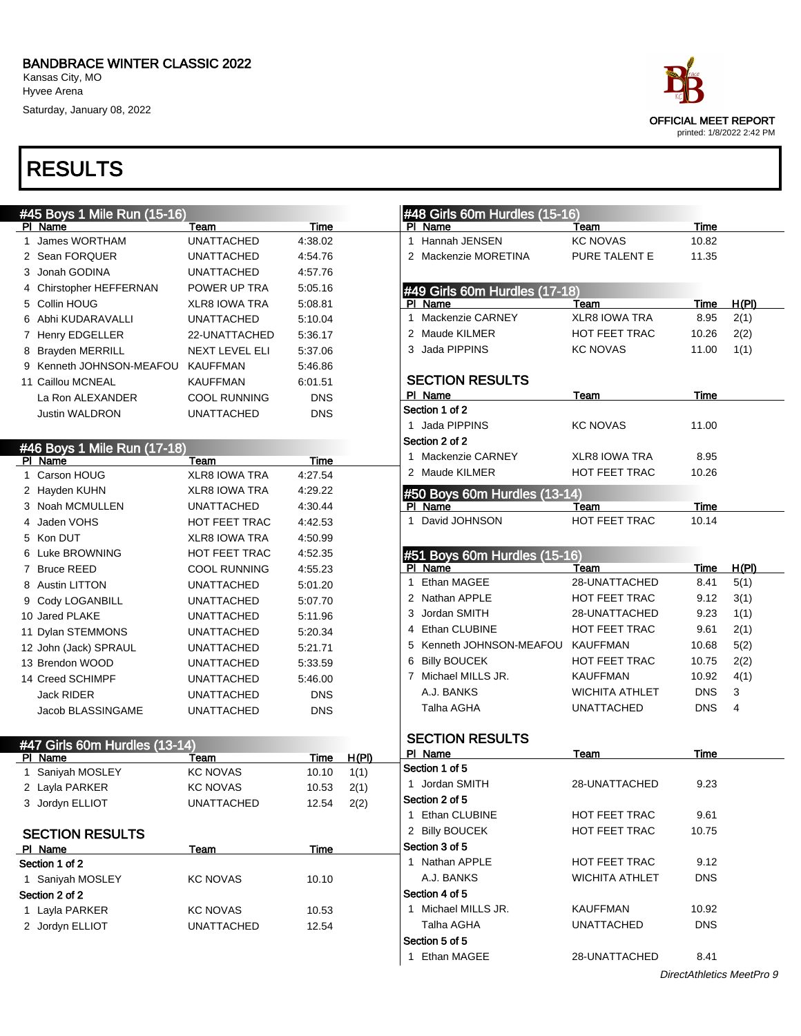# BANDBRACE WINTER CLASSIC 2022

Kansas City, MO
Hyvee Arena
Saturday, January 08, 2022

OFFICIAL MEET REPORT
printed: 1/8/2022 2:42 PM

# RESULTS

## #45 Boys 1 Mile Run (15-16)

| Pl | Name | Team | Time |
|---|---|---|---|
| 1 | James WORTHAM | UNATTACHED | 4:38.02 |
| 2 | Sean FORQUER | UNATTACHED | 4:54.76 |
| 3 | Jonah GODINA | UNATTACHED | 4:57.76 |
| 4 | Chirstopher HEFFERNAN | POWER UP TRA | 5:05.16 |
| 5 | Collin HOUG | XLR8 IOWA TRA | 5:08.81 |
| 6 | Abhi KUDARAVALLI | UNATTACHED | 5:10.04 |
| 7 | Henry EDGELLER | 22-UNATTACHED | 5:36.17 |
| 8 | Brayden MERRILL | NEXT LEVEL ELI | 5:37.06 |
| 9 | Kenneth JOHNSON-MEAFOU | KAUFFMAN | 5:46.86 |
| 11 | Caillou MCNEAL | KAUFFMAN | 6:01.51 |
| | La Ron ALEXANDER | COOL RUNNING | DNS |
| | Justin WALDRON | UNATTACHED | DNS |

## #46 Boys 1 Mile Run (17-18)

| Pl | Name | Team | Time |
|---|---|---|---|
| 1 | Carson HOUG | XLR8 IOWA TRA | 4:27.54 |
| 2 | Hayden KUHN | XLR8 IOWA TRA | 4:29.22 |
| 3 | Noah MCMULLEN | UNATTACHED | 4:30.44 |
| 4 | Jaden VOHS | HOT FEET TRAC | 4:42.53 |
| 5 | Kon DUT | XLR8 IOWA TRA | 4:50.99 |
| 6 | Luke BROWNING | HOT FEET TRAC | 4:52.35 |
| 7 | Bruce REED | COOL RUNNING | 4:55.23 |
| 8 | Austin LITTON | UNATTACHED | 5:01.20 |
| 9 | Cody LOGANBILL | UNATTACHED | 5:07.70 |
| 10 | Jared PLAKE | UNATTACHED | 5:11.96 |
| 11 | Dylan STEMMONS | UNATTACHED | 5:20.34 |
| 12 | John (Jack) SPRAUL | UNATTACHED | 5:21.71 |
| 13 | Brendon WOOD | UNATTACHED | 5:33.59 |
| 14 | Creed SCHIMPF | UNATTACHED | 5:46.00 |
| | Jack RIDER | UNATTACHED | DNS |
| | Jacob BLASSINGAME | UNATTACHED | DNS |

## #47 Girls 60m Hurdles (13-14)

| Pl | Name | Team | Time | H(Pl) |
|---|---|---|---|---|
| 1 | Saniyah MOSLEY | KC NOVAS | 10.10 | 1(1) |
| 2 | Layla PARKER | KC NOVAS | 10.53 | 2(1) |
| 3 | Jordyn ELLIOT | UNATTACHED | 12.54 | 2(2) |

### SECTION RESULTS

| Pl | Name | Team | Time |
|---|---|---|---|
| **Section 1 of 2** | | | |
| 1 | Saniyah MOSLEY | KC NOVAS | 10.10 |
| **Section 2 of 2** | | | |
| 1 | Layla PARKER | KC NOVAS | 10.53 |
| 2 | Jordyn ELLIOT | UNATTACHED | 12.54 |

## #48 Girls 60m Hurdles (15-16)

| Pl | Name | Team | Time |
|---|---|---|---|
| 1 | Hannah JENSEN | KC NOVAS | 10.82 |
| 2 | Mackenzie MORETINA | PURE TALENT E | 11.35 |

## #49 Girls 60m Hurdles (17-18)

| Pl | Name | Team | Time | H(Pl) |
|---|---|---|---|---|
| 1 | Mackenzie CARNEY | XLR8 IOWA TRA | 8.95 | 2(1) |
| 2 | Maude KILMER | HOT FEET TRAC | 10.26 | 2(2) |
| 3 | Jada PIPPINS | KC NOVAS | 11.00 | 1(1) |

### SECTION RESULTS

| Pl | Name | Team | Time |
|---|---|---|---|
| **Section 1 of 2** | | | |
| 1 | Jada PIPPINS | KC NOVAS | 11.00 |
| **Section 2 of 2** | | | |
| 1 | Mackenzie CARNEY | XLR8 IOWA TRA | 8.95 |
| 2 | Maude KILMER | HOT FEET TRAC | 10.26 |

## #50 Boys 60m Hurdles (13-14)

| Pl | Name | Team | Time |
|---|---|---|---|
| 1 | David JOHNSON | HOT FEET TRAC | 10.14 |

## #51 Boys 60m Hurdles (15-16)

| Pl | Name | Team | Time | H(Pl) |
|---|---|---|---|---|
| 1 | Ethan MAGEE | 28-UNATTACHED | 8.41 | 5(1) |
| 2 | Nathan APPLE | HOT FEET TRAC | 9.12 | 3(1) |
| 3 | Jordan SMITH | 28-UNATTACHED | 9.23 | 1(1) |
| 4 | Ethan CLUBINE | HOT FEET TRAC | 9.61 | 2(1) |
| 5 | Kenneth JOHNSON-MEAFOU | KAUFFMAN | 10.68 | 5(2) |
| 6 | Billy BOUCEK | HOT FEET TRAC | 10.75 | 2(2) |
| 7 | Michael MILLS JR. | KAUFFMAN | 10.92 | 4(1) |
| | A.J. BANKS | WICHITA ATHLET | DNS | 3 |
| | Talha AGHA | UNATTACHED | DNS | 4 |

### SECTION RESULTS

| Pl | Name | Team | Time |
|---|---|---|---|
| **Section 1 of 5** | | | |
| 1 | Jordan SMITH | 28-UNATTACHED | 9.23 |
| **Section 2 of 5** | | | |
| 1 | Ethan CLUBINE | HOT FEET TRAC | 9.61 |
| 2 | Billy BOUCEK | HOT FEET TRAC | 10.75 |
| **Section 3 of 5** | | | |
| 1 | Nathan APPLE | HOT FEET TRAC | 9.12 |
| | A.J. BANKS | WICHITA ATHLET | DNS |
| **Section 4 of 5** | | | |
| 1 | Michael MILLS JR. | KAUFFMAN | 10.92 |
| | Talha AGHA | UNATTACHED | DNS |
| **Section 5 of 5** | | | |
| 1 | Ethan MAGEE | 28-UNATTACHED | 8.41 |

*DirectAthletics MeetPro 9*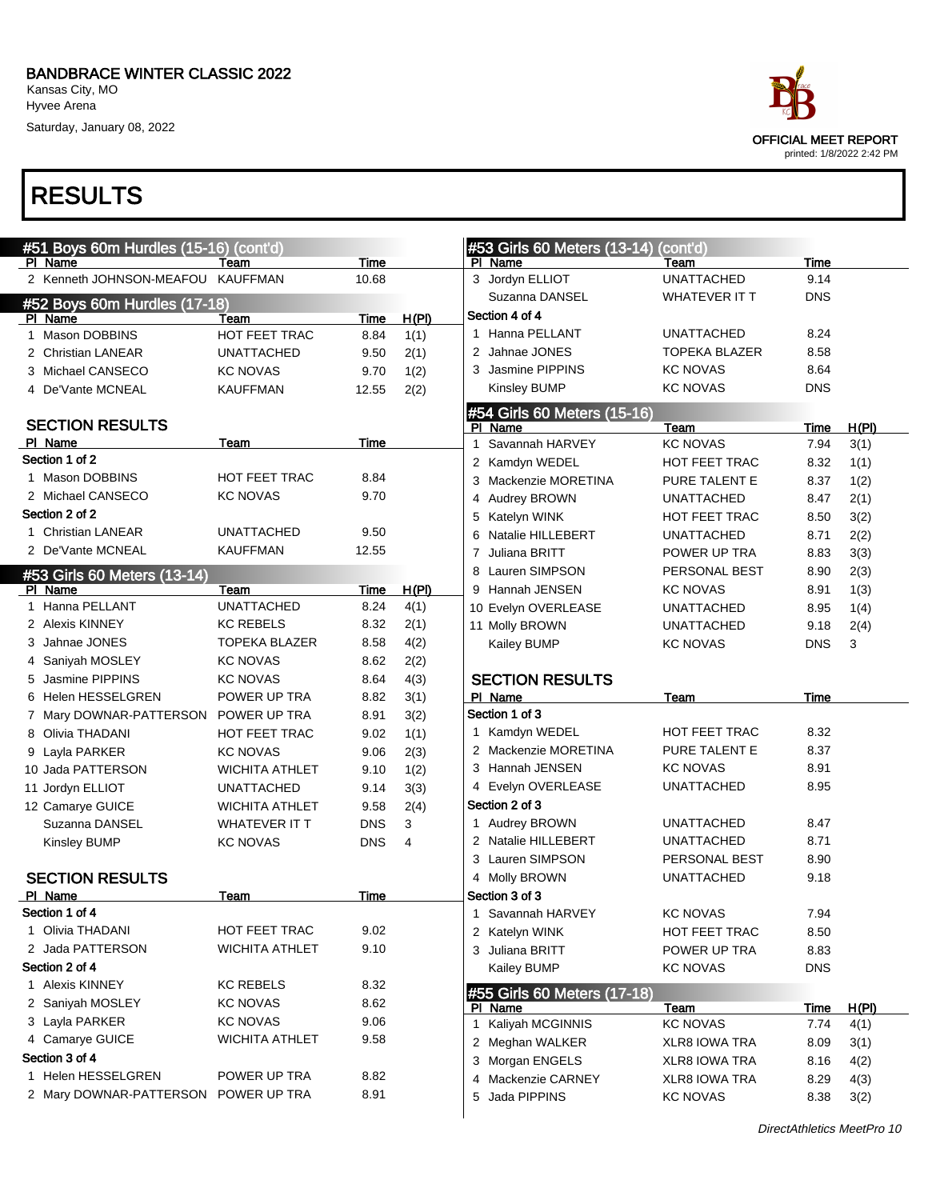# BANDBRACE WINTER CLASSIC 2022

Kansas City, MO
Hyvee Arena
Saturday, January 08, 2022

OFFICIAL MEET REPORT
printed: 1/8/2022 2:42 PM

## RESULTS

### #51 Boys 60m Hurdles (15-16) (cont'd)

| Pl | Name | Team | Time |
|---|---|---|---|
| 2 | Kenneth JOHNSON-MEAFOU | KAUFFMAN | 10.68 |

### #52 Boys 60m Hurdles (17-18)

| Pl | Name | Team | Time | H(Pl) |
|---|---|---|---|---|
| 1 | Mason DOBBINS | HOT FEET TRAC | 8.84 | 1(1) |
| 2 | Christian LANEAR | UNATTACHED | 9.50 | 2(1) |
| 3 | Michael CANSECO | KC NOVAS | 9.70 | 1(2) |
| 4 | De'Vante MCNEAL | KAUFFMAN | 12.55 | 2(2) |

#### SECTION RESULTS

| Pl | Name | Team | Time |
|---|---|---|---|
| Section 1 of 2 | | | |
| 1 | Mason DOBBINS | HOT FEET TRAC | 8.84 |
| 2 | Michael CANSECO | KC NOVAS | 9.70 |
| Section 2 of 2 | | | |
| 1 | Christian LANEAR | UNATTACHED | 9.50 |
| 2 | De'Vante MCNEAL | KAUFFMAN | 12.55 |

### #53 Girls 60 Meters (13-14)

| Pl | Name | Team | Time | H(Pl) |
|---|---|---|---|---|
| 1 | Hanna PELLANT | UNATTACHED | 8.24 | 4(1) |
| 2 | Alexis KINNEY | KC REBELS | 8.32 | 2(1) |
| 3 | Jahnae JONES | TOPEKA BLAZER | 8.58 | 4(2) |
| 4 | Saniyah MOSLEY | KC NOVAS | 8.62 | 2(2) |
| 5 | Jasmine PIPPINS | KC NOVAS | 8.64 | 4(3) |
| 6 | Helen HESSELGREN | POWER UP TRA | 8.82 | 3(1) |
| 7 | Mary DOWNAR-PATTERSON | POWER UP TRA | 8.91 | 3(2) |
| 8 | Olivia THADANI | HOT FEET TRAC | 9.02 | 1(1) |
| 9 | Layla PARKER | KC NOVAS | 9.06 | 2(3) |
| 10 | Jada PATTERSON | WICHITA ATHLET | 9.10 | 1(2) |
| 11 | Jordyn ELLIOT | UNATTACHED | 9.14 | 3(3) |
| 12 | Camarye GUICE | WICHITA ATHLET | 9.58 | 2(4) |
| | Suzanna DANSEL | WHATEVER IT T | DNS | 3 |
| | Kinsley BUMP | KC NOVAS | DNS | 4 |

#### SECTION RESULTS

| Pl | Name | Team | Time |
|---|---|---|---|
| Section 1 of 4 | | | |
| 1 | Olivia THADANI | HOT FEET TRAC | 9.02 |
| 2 | Jada PATTERSON | WICHITA ATHLET | 9.10 |
| Section 2 of 4 | | | |
| 1 | Alexis KINNEY | KC REBELS | 8.32 |
| 2 | Saniyah MOSLEY | KC NOVAS | 8.62 |
| 3 | Layla PARKER | KC NOVAS | 9.06 |
| 4 | Camarye GUICE | WICHITA ATHLET | 9.58 |
| Section 3 of 4 | | | |
| 1 | Helen HESSELGREN | POWER UP TRA | 8.82 |
| 2 | Mary DOWNAR-PATTERSON | POWER UP TRA | 8.91 |
| 3 | Jordyn ELLIOT | UNATTACHED | 9.14 |
| | Suzanna DANSEL | WHATEVER IT T | DNS |
| Section 4 of 4 | | | |
| 1 | Hanna PELLANT | UNATTACHED | 8.24 |
| 2 | Jahnae JONES | TOPEKA BLAZER | 8.58 |
| 3 | Jasmine PIPPINS | KC NOVAS | 8.64 |
| | Kinsley BUMP | KC NOVAS | DNS |

### #54 Girls 60 Meters (15-16)

| Pl | Name | Team | Time | H(Pl) |
|---|---|---|---|---|
| 1 | Savannah HARVEY | KC NOVAS | 7.94 | 3(1) |
| 2 | Kamdyn WEDEL | HOT FEET TRAC | 8.32 | 1(1) |
| 3 | Mackenzie MORETINA | PURE TALENT E | 8.37 | 1(2) |
| 4 | Audrey BROWN | UNATTACHED | 8.47 | 2(1) |
| 5 | Katelyn WINK | HOT FEET TRAC | 8.50 | 3(2) |
| 6 | Natalie HILLEBERT | UNATTACHED | 8.71 | 2(2) |
| 7 | Juliana BRITT | POWER UP TRA | 8.83 | 3(3) |
| 8 | Lauren SIMPSON | PERSONAL BEST | 8.90 | 2(3) |
| 9 | Hannah JENSEN | KC NOVAS | 8.91 | 1(3) |
| 10 | Evelyn OVERLEASE | UNATTACHED | 8.95 | 1(4) |
| 11 | Molly BROWN | UNATTACHED | 9.18 | 2(4) |
| | Kailey BUMP | KC NOVAS | DNS | 3 |

#### SECTION RESULTS

| Pl | Name | Team | Time |
|---|---|---|---|
| Section 1 of 3 | | | |
| 1 | Kamdyn WEDEL | HOT FEET TRAC | 8.32 |
| 2 | Mackenzie MORETINA | PURE TALENT E | 8.37 |
| 3 | Hannah JENSEN | KC NOVAS | 8.91 |
| 4 | Evelyn OVERLEASE | UNATTACHED | 8.95 |
| Section 2 of 3 | | | |
| 1 | Audrey BROWN | UNATTACHED | 8.47 |
| 2 | Natalie HILLEBERT | UNATTACHED | 8.71 |
| 3 | Lauren SIMPSON | PERSONAL BEST | 8.90 |
| 4 | Molly BROWN | UNATTACHED | 9.18 |
| Section 3 of 3 | | | |
| 1 | Savannah HARVEY | KC NOVAS | 7.94 |
| 2 | Katelyn WINK | HOT FEET TRAC | 8.50 |
| 3 | Juliana BRITT | POWER UP TRA | 8.83 |
| | Kailey BUMP | KC NOVAS | DNS |

### #55 Girls 60 Meters (17-18)

| Pl | Name | Team | Time | H(Pl) |
|---|---|---|---|---|
| 1 | Kaliyah MCGINNIS | KC NOVAS | 7.74 | 4(1) |
| 2 | Meghan WALKER | XLR8 IOWA TRA | 8.09 | 3(1) |
| 3 | Morgan ENGELS | XLR8 IOWA TRA | 8.16 | 4(2) |
| 4 | Mackenzie CARNEY | XLR8 IOWA TRA | 8.29 | 4(3) |
| 5 | Jada PIPPINS | KC NOVAS | 8.38 | 3(2) |

*DirectAthletics MeetPro 10*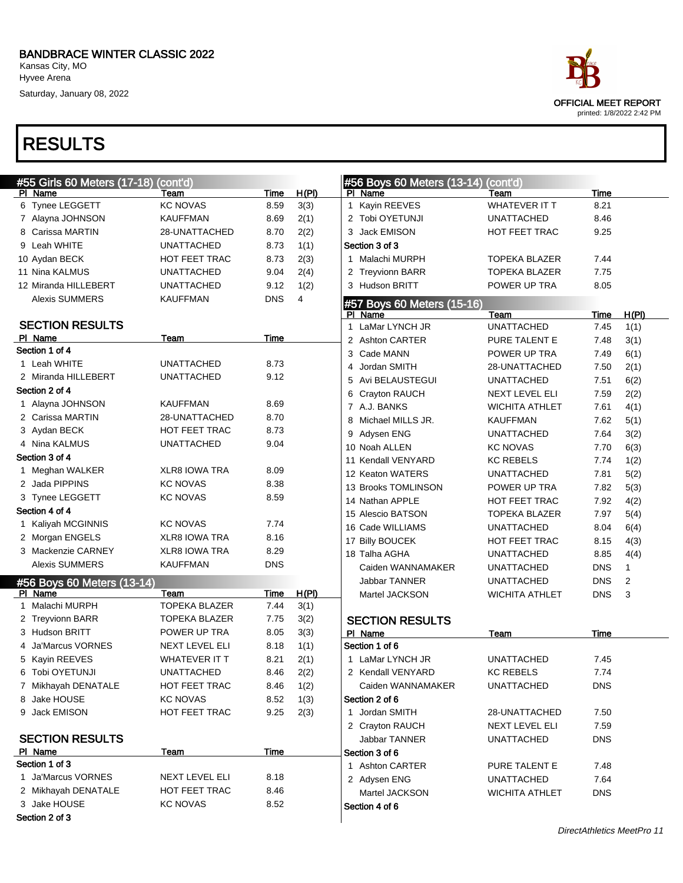## RESULTS

### #55 Girls 60 Meters (17-18) (cont'd)

| Pl | Name | Team | Time | H(Pl) |
|---|---|---|---|---|
| 6 | Tynee LEGGETT | KC NOVAS | 8.59 | 3(3) |
| 7 | Alayna JOHNSON | KAUFFMAN | 8.69 | 2(1) |
| 8 | Carissa MARTIN | 28-UNATTACHED | 8.70 | 2(2) |
| 9 | Leah WHITE | UNATTACHED | 8.73 | 1(1) |
| 10 | Aydan BECK | HOT FEET TRAC | 8.73 | 2(3) |
| 11 | Nina KALMUS | UNATTACHED | 9.04 | 2(4) |
| 12 | Miranda HILLEBERT | UNATTACHED | 9.12 | 1(2) |
| | Alexis SUMMERS | KAUFFMAN | DNS | 4 |

#### SECTION RESULTS

| Pl | Name | Team | Time |
|---|---|---|---|
| **Section 1 of 4** | | | |
| 1 | Leah WHITE | UNATTACHED | 8.73 |
| 2 | Miranda HILLEBERT | UNATTACHED | 9.12 |
| **Section 2 of 4** | | | |
| 1 | Alayna JOHNSON | KAUFFMAN | 8.69 |
| 2 | Carissa MARTIN | 28-UNATTACHED | 8.70 |
| 3 | Aydan BECK | HOT FEET TRAC | 8.73 |
| 4 | Nina KALMUS | UNATTACHED | 9.04 |
| **Section 3 of 4** | | | |
| 1 | Meghan WALKER | XLR8 IOWA TRA | 8.09 |
| 2 | Jada PIPPINS | KC NOVAS | 8.38 |
| 3 | Tynee LEGGETT | KC NOVAS | 8.59 |
| **Section 4 of 4** | | | |
| 1 | Kaliyah MCGINNIS | KC NOVAS | 7.74 |
| 2 | Morgan ENGELS | XLR8 IOWA TRA | 8.16 |
| 3 | Mackenzie CARNEY | XLR8 IOWA TRA | 8.29 |
| | Alexis SUMMERS | KAUFFMAN | DNS |

### #56 Boys 60 Meters (13-14)

| Pl | Name | Team | Time | H(Pl) |
|---|---|---|---|---|
| 1 | Malachi MURPH | TOPEKA BLAZER | 7.44 | 3(1) |
| 2 | Treyvionn BARR | TOPEKA BLAZER | 7.75 | 3(2) |
| 3 | Hudson BRITT | POWER UP TRA | 8.05 | 3(3) |
| 4 | Ja'Marcus VORNES | NEXT LEVEL ELI | 8.18 | 1(1) |
| 5 | Kayin REEVES | WHATEVER IT T | 8.21 | 2(1) |
| 6 | Tobi OYETUNJI | UNATTACHED | 8.46 | 2(2) |
| 7 | Mikhayah DENATALE | HOT FEET TRAC | 8.46 | 1(2) |
| 8 | Jake HOUSE | KC NOVAS | 8.52 | 1(3) |
| 9 | Jack EMISON | HOT FEET TRAC | 9.25 | 2(3) |

#### SECTION RESULTS

| Pl | Name | Team | Time |
|---|---|---|---|
| **Section 1 of 3** | | | |
| 1 | Ja'Marcus VORNES | NEXT LEVEL ELI | 8.18 |
| 2 | Mikhayah DENATALE | HOT FEET TRAC | 8.46 |
| 3 | Jake HOUSE | KC NOVAS | 8.52 |
| **Section 2 of 3** | | | |
| 1 | Kayin REEVES | WHATEVER IT T | 8.21 |
| 2 | Tobi OYETUNJI | UNATTACHED | 8.46 |
| 3 | Jack EMISON | HOT FEET TRAC | 9.25 |
| **Section 3 of 3** | | | |
| 1 | Malachi MURPH | TOPEKA BLAZER | 7.44 |
| 2 | Treyvionn BARR | TOPEKA BLAZER | 7.75 |
| 3 | Hudson BRITT | POWER UP TRA | 8.05 |

### #57 Boys 60 Meters (15-16)

| Pl | Name | Team | Time | H(Pl) |
|---|---|---|---|---|
| 1 | LaMar LYNCH JR | UNATTACHED | 7.45 | 1(1) |
| 2 | Ashton CARTER | PURE TALENT E | 7.48 | 3(1) |
| 3 | Cade MANN | POWER UP TRA | 7.49 | 6(1) |
| 4 | Jordan SMITH | 28-UNATTACHED | 7.50 | 2(1) |
| 5 | Avi BELAUSTEGUI | UNATTACHED | 7.51 | 6(2) |
| 6 | Crayton RAUCH | NEXT LEVEL ELI | 7.59 | 2(2) |
| 7 | A.J. BANKS | WICHITA ATHLET | 7.61 | 4(1) |
| 8 | Michael MILLS JR. | KAUFFMAN | 7.62 | 5(1) |
| 9 | Adysen ENG | UNATTACHED | 7.64 | 3(2) |
| 10 | Noah ALLEN | KC NOVAS | 7.70 | 6(3) |
| 11 | Kendall VENYARD | KC REBELS | 7.74 | 1(2) |
| 12 | Keaton WATERS | UNATTACHED | 7.81 | 5(2) |
| 13 | Brooks TOMLINSON | POWER UP TRA | 7.82 | 5(3) |
| 14 | Nathan APPLE | HOT FEET TRAC | 7.92 | 4(2) |
| 15 | Alescio BATSON | TOPEKA BLAZER | 7.97 | 5(4) |
| 16 | Cade WILLIAMS | UNATTACHED | 8.04 | 6(4) |
| 17 | Billy BOUCEK | HOT FEET TRAC | 8.15 | 4(3) |
| 18 | Talha AGHA | UNATTACHED | 8.85 | 4(4) |
| | Caiden WANNAMAKER | UNATTACHED | DNS | 1 |
| | Jabbar TANNER | UNATTACHED | DNS | 2 |
| | Martel JACKSON | WICHITA ATHLET | DNS | 3 |

#### SECTION RESULTS

| Pl | Name | Team | Time |
|---|---|---|---|
| **Section 1 of 6** | | | |
| 1 | LaMar LYNCH JR | UNATTACHED | 7.45 |
| 2 | Kendall VENYARD | KC REBELS | 7.74 |
| | Caiden WANNAMAKER | UNATTACHED | DNS |
| **Section 2 of 6** | | | |
| 1 | Jordan SMITH | 28-UNATTACHED | 7.50 |
| 2 | Crayton RAUCH | NEXT LEVEL ELI | 7.59 |
| | Jabbar TANNER | UNATTACHED | DNS |
| **Section 3 of 6** | | | |
| 1 | Ashton CARTER | PURE TALENT E | 7.48 |
| 2 | Adysen ENG | UNATTACHED | 7.64 |
| | Martel JACKSON | WICHITA ATHLET | DNS |
| **Section 4 of 6** | | | |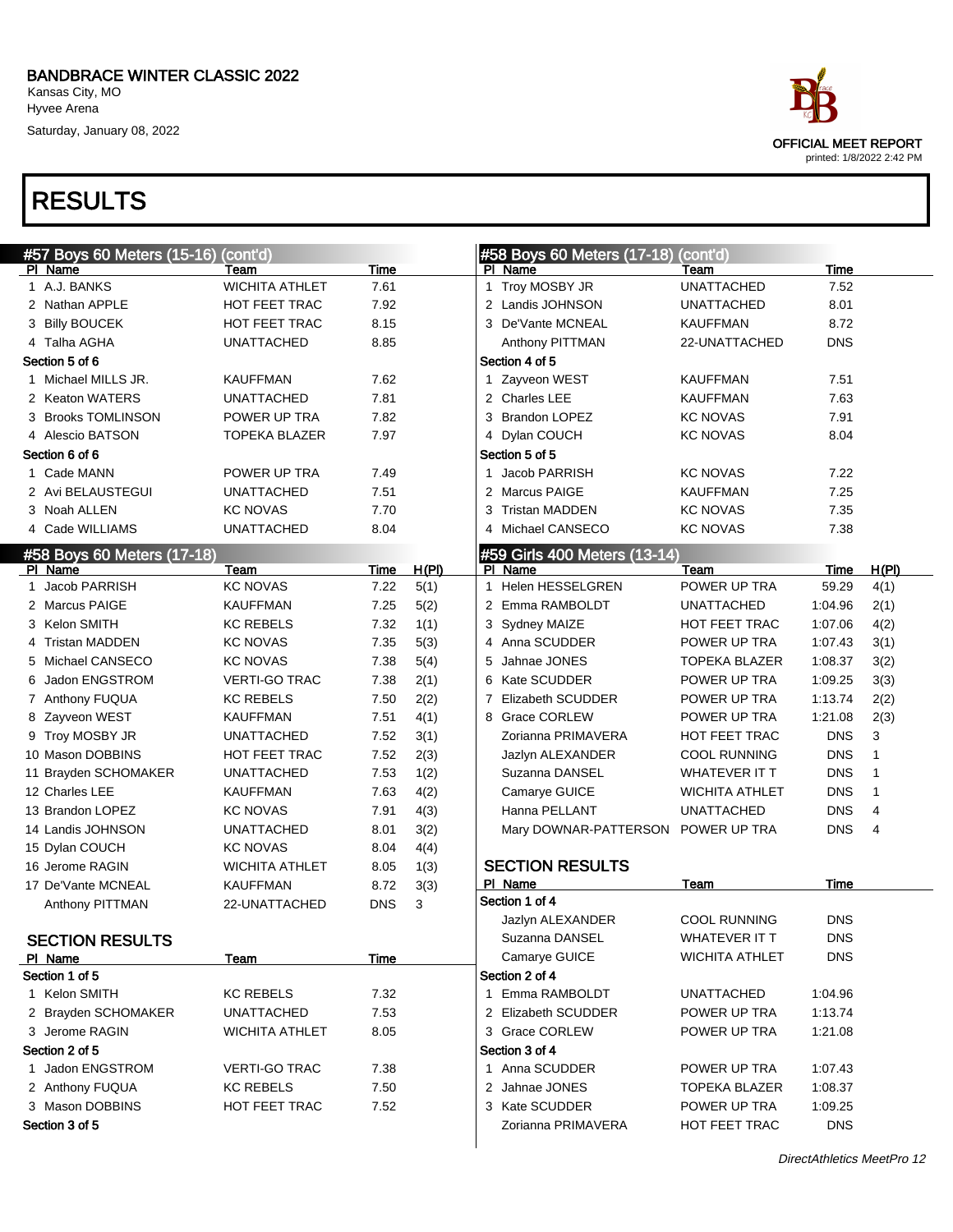# BANDBRACE WINTER CLASSIC 2022

Kansas City, MO
Hyvee Arena
Saturday, January 08, 2022

OFFICIAL MEET REPORT
printed: 1/8/2022 2:42 PM

# RESULTS

## #57 Boys 60 Meters (15-16) (cont'd)

| Pl | Name | Team | Time |
|---|---|---|---|
| 1 | A.J. BANKS | WICHITA ATHLET | 7.61 |
| 2 | Nathan APPLE | HOT FEET TRAC | 7.92 |
| 3 | Billy BOUCEK | HOT FEET TRAC | 8.15 |
| 4 | Talha AGHA | UNATTACHED | 8.85 |
| **Section 5 of 6** | | | |
| 1 | Michael MILLS JR. | KAUFFMAN | 7.62 |
| 2 | Keaton WATERS | UNATTACHED | 7.81 |
| 3 | Brooks TOMLINSON | POWER UP TRA | 7.82 |
| 4 | Alescio BATSON | TOPEKA BLAZER | 7.97 |
| **Section 6 of 6** | | | |
| 1 | Cade MANN | POWER UP TRA | 7.49 |
| 2 | Avi BELAUSTEGUI | UNATTACHED | 7.51 |
| 3 | Noah ALLEN | KC NOVAS | 7.70 |
| 4 | Cade WILLIAMS | UNATTACHED | 8.04 |

## #58 Boys 60 Meters (17-18)

| Pl | Name | Team | Time | H(Pl) |
|---|---|---|---|---|
| 1 | Jacob PARRISH | KC NOVAS | 7.22 | 5(1) |
| 2 | Marcus PAIGE | KAUFFMAN | 7.25 | 5(2) |
| 3 | Kelon SMITH | KC REBELS | 7.32 | 1(1) |
| 4 | Tristan MADDEN | KC NOVAS | 7.35 | 5(3) |
| 5 | Michael CANSECO | KC NOVAS | 7.38 | 5(4) |
| 6 | Jadon ENGSTROM | VERTI-GO TRAC | 7.38 | 2(1) |
| 7 | Anthony FUQUA | KC REBELS | 7.50 | 2(2) |
| 8 | Zayveon WEST | KAUFFMAN | 7.51 | 4(1) |
| 9 | Troy MOSBY JR | UNATTACHED | 7.52 | 3(1) |
| 10 | Mason DOBBINS | HOT FEET TRAC | 7.52 | 2(3) |
| 11 | Brayden SCHOMAKER | UNATTACHED | 7.53 | 1(2) |
| 12 | Charles LEE | KAUFFMAN | 7.63 | 4(2) |
| 13 | Brandon LOPEZ | KC NOVAS | 7.91 | 4(3) |
| 14 | Landis JOHNSON | UNATTACHED | 8.01 | 3(2) |
| 15 | Dylan COUCH | KC NOVAS | 8.04 | 4(4) |
| 16 | Jerome RAGIN | WICHITA ATHLET | 8.05 | 1(3) |
| 17 | De'Vante MCNEAL | KAUFFMAN | 8.72 | 3(3) |
| | Anthony PITTMAN | 22-UNATTACHED | DNS | 3 |

### SECTION RESULTS

| Pl | Name | Team | Time |
|---|---|---|---|
| **Section 1 of 5** | | | |
| 1 | Kelon SMITH | KC REBELS | 7.32 |
| 2 | Brayden SCHOMAKER | UNATTACHED | 7.53 |
| 3 | Jerome RAGIN | WICHITA ATHLET | 8.05 |
| **Section 2 of 5** | | | |
| 1 | Jadon ENGSTROM | VERTI-GO TRAC | 7.38 |
| 2 | Anthony FUQUA | KC REBELS | 7.50 |
| 3 | Mason DOBBINS | HOT FEET TRAC | 7.52 |
| **Section 3 of 5** | | | |

## #58 Boys 60 Meters (17-18) (cont'd)

| Pl | Name | Team | Time |
|---|---|---|---|
| 1 | Troy MOSBY JR | UNATTACHED | 7.52 |
| 2 | Landis JOHNSON | UNATTACHED | 8.01 |
| 3 | De'Vante MCNEAL | KAUFFMAN | 8.72 |
| | Anthony PITTMAN | 22-UNATTACHED | DNS |
| **Section 4 of 5** | | | |
| 1 | Zayveon WEST | KAUFFMAN | 7.51 |
| 2 | Charles LEE | KAUFFMAN | 7.63 |
| 3 | Brandon LOPEZ | KC NOVAS | 7.91 |
| 4 | Dylan COUCH | KC NOVAS | 8.04 |
| **Section 5 of 5** | | | |
| 1 | Jacob PARRISH | KC NOVAS | 7.22 |
| 2 | Marcus PAIGE | KAUFFMAN | 7.25 |
| 3 | Tristan MADDEN | KC NOVAS | 7.35 |
| 4 | Michael CANSECO | KC NOVAS | 7.38 |

## #59 Girls 400 Meters (13-14)

| Pl | Name | Team | Time | H(Pl) |
|---|---|---|---|---|
| 1 | Helen HESSELGREN | POWER UP TRA | 59.29 | 4(1) |
| 2 | Emma RAMBOLDT | UNATTACHED | 1:04.96 | 2(1) |
| 3 | Sydney MAIZE | HOT FEET TRAC | 1:07.06 | 4(2) |
| 4 | Anna SCUDDER | POWER UP TRA | 1:07.43 | 3(1) |
| 5 | Jahnae JONES | TOPEKA BLAZER | 1:08.37 | 3(2) |
| 6 | Kate SCUDDER | POWER UP TRA | 1:09.25 | 3(3) |
| 7 | Elizabeth SCUDDER | POWER UP TRA | 1:13.74 | 2(2) |
| 8 | Grace CORLEW | POWER UP TRA | 1:21.08 | 2(3) |
| | Zorianna PRIMAVERA | HOT FEET TRAC | DNS | 3 |
| | Jazlyn ALEXANDER | COOL RUNNING | DNS | 1 |
| | Suzanna DANSEL | WHATEVER IT T | DNS | 1 |
| | Camarye GUICE | WICHITA ATHLET | DNS | 1 |
| | Hanna PELLANT | UNATTACHED | DNS | 4 |
| | Mary DOWNAR-PATTERSON | POWER UP TRA | DNS | 4 |

### SECTION RESULTS

| Pl | Name | Team | Time |
|---|---|---|---|
| **Section 1 of 4** | | | |
| | Jazlyn ALEXANDER | COOL RUNNING | DNS |
| | Suzanna DANSEL | WHATEVER IT T | DNS |
| | Camarye GUICE | WICHITA ATHLET | DNS |
| **Section 2 of 4** | | | |
| 1 | Emma RAMBOLDT | UNATTACHED | 1:04.96 |
| 2 | Elizabeth SCUDDER | POWER UP TRA | 1:13.74 |
| 3 | Grace CORLEW | POWER UP TRA | 1:21.08 |
| **Section 3 of 4** | | | |
| 1 | Anna SCUDDER | POWER UP TRA | 1:07.43 |
| 2 | Jahnae JONES | TOPEKA BLAZER | 1:08.37 |
| 3 | Kate SCUDDER | POWER UP TRA | 1:09.25 |
| | Zorianna PRIMAVERA | HOT FEET TRAC | DNS |

*DirectAthletics MeetPro 12*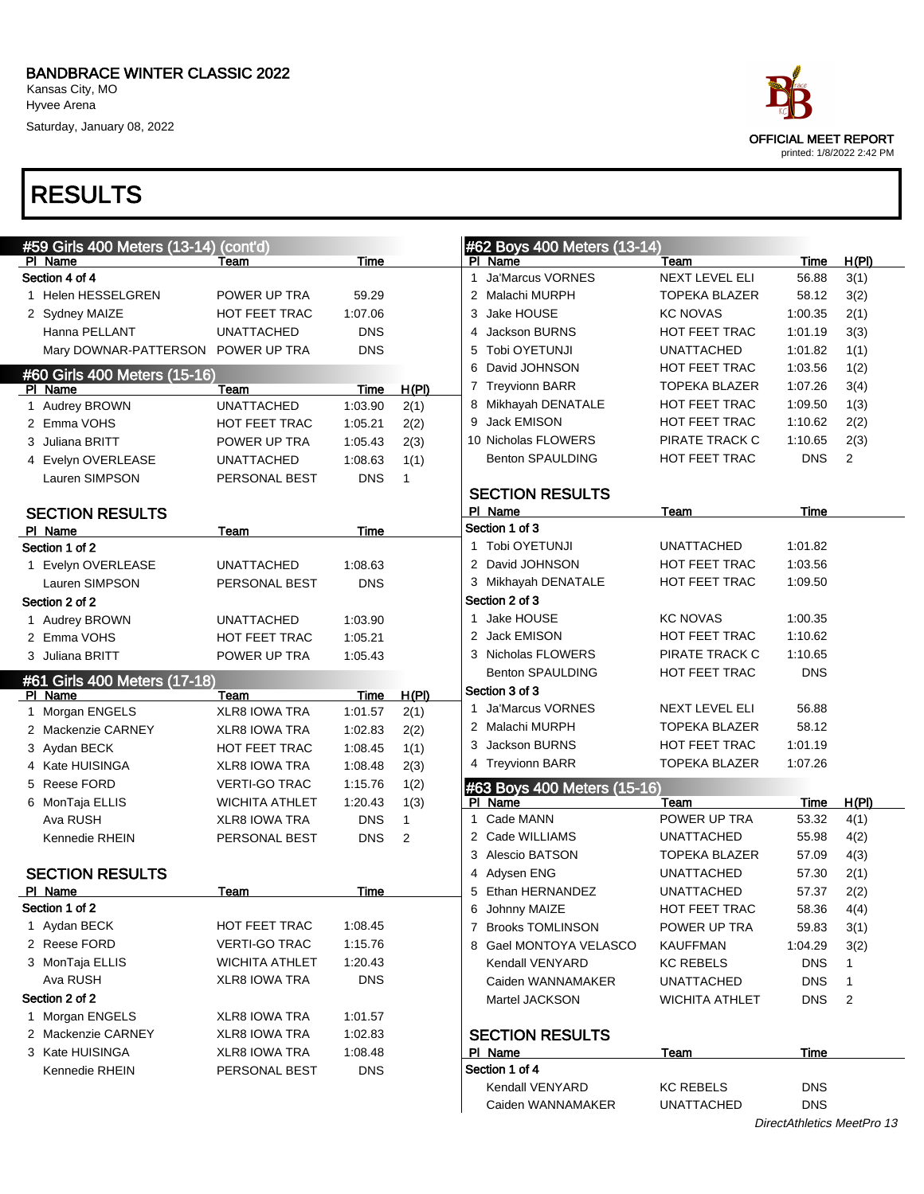BANDBRACE WINTER CLASSIC 2022
Kansas City, MO
Hyvee Arena
Saturday, January 08, 2022

OFFICIAL MEET REPORT
printed: 1/8/2022 2:42 PM

# RESULTS

## #59 Girls 400 Meters (13-14) (cont'd)

| Pl | Name | Team | Time |
|---|---|---|---|
| Section 4 of 4 | | | |
| 1 | Helen HESSELGREN | POWER UP TRA | 59.29 |
| 2 | Sydney MAIZE | HOT FEET TRAC | 1:07.06 |
| | Hanna PELLANT | UNATTACHED | DNS |
| | Mary DOWNAR-PATTERSON | POWER UP TRA | DNS |

## #60 Girls 400 Meters (15-16)

| Pl | Name | Team | Time | H(Pl) |
|---|---|---|---|---|
| 1 | Audrey BROWN | UNATTACHED | 1:03.90 | 2(1) |
| 2 | Emma VOHS | HOT FEET TRAC | 1:05.21 | 2(2) |
| 3 | Juliana BRITT | POWER UP TRA | 1:05.43 | 2(3) |
| 4 | Evelyn OVERLEASE | UNATTACHED | 1:08.63 | 1(1) |
| | Lauren SIMPSON | PERSONAL BEST | DNS | 1 |

### SECTION RESULTS

| Pl | Name | Team | Time |
|---|---|---|---|
| Section 1 of 2 | | | |
| 1 | Evelyn OVERLEASE | UNATTACHED | 1:08.63 |
| | Lauren SIMPSON | PERSONAL BEST | DNS |
| Section 2 of 2 | | | |
| 1 | Audrey BROWN | UNATTACHED | 1:03.90 |
| 2 | Emma VOHS | HOT FEET TRAC | 1:05.21 |
| 3 | Juliana BRITT | POWER UP TRA | 1:05.43 |

## #61 Girls 400 Meters (17-18)

| Pl | Name | Team | Time | H(Pl) |
|---|---|---|---|---|
| 1 | Morgan ENGELS | XLR8 IOWA TRA | 1:01.57 | 2(1) |
| 2 | Mackenzie CARNEY | XLR8 IOWA TRA | 1:02.83 | 2(2) |
| 3 | Aydan BECK | HOT FEET TRAC | 1:08.45 | 1(1) |
| 4 | Kate HUISINGA | XLR8 IOWA TRA | 1:08.48 | 2(3) |
| 5 | Reese FORD | VERTI-GO TRAC | 1:15.76 | 1(2) |
| 6 | MonTaja ELLIS | WICHITA ATHLET | 1:20.43 | 1(3) |
| | Ava RUSH | XLR8 IOWA TRA | DNS | 1 |
| | Kennedie RHEIN | PERSONAL BEST | DNS | 2 |

### SECTION RESULTS

| Pl | Name | Team | Time |
|---|---|---|---|
| Section 1 of 2 | | | |
| 1 | Aydan BECK | HOT FEET TRAC | 1:08.45 |
| 2 | Reese FORD | VERTI-GO TRAC | 1:15.76 |
| 3 | MonTaja ELLIS | WICHITA ATHLET | 1:20.43 |
| | Ava RUSH | XLR8 IOWA TRA | DNS |
| Section 2 of 2 | | | |
| 1 | Morgan ENGELS | XLR8 IOWA TRA | 1:01.57 |
| 2 | Mackenzie CARNEY | XLR8 IOWA TRA | 1:02.83 |
| 3 | Kate HUISINGA | XLR8 IOWA TRA | 1:08.48 |
| | Kennedie RHEIN | PERSONAL BEST | DNS |

## #62 Boys 400 Meters (13-14)

| Pl | Name | Team | Time | H(Pl) |
|---|---|---|---|---|
| 1 | Ja'Marcus VORNES | NEXT LEVEL ELI | 56.88 | 3(1) |
| 2 | Malachi MURPH | TOPEKA BLAZER | 58.12 | 3(2) |
| 3 | Jake HOUSE | KC NOVAS | 1:00.35 | 2(1) |
| 4 | Jackson BURNS | HOT FEET TRAC | 1:01.19 | 3(3) |
| 5 | Tobi OYETUNJI | UNATTACHED | 1:01.82 | 1(1) |
| 6 | David JOHNSON | HOT FEET TRAC | 1:03.56 | 1(2) |
| 7 | Treyvionn BARR | TOPEKA BLAZER | 1:07.26 | 3(4) |
| 8 | Mikhayah DENATALE | HOT FEET TRAC | 1:09.50 | 1(3) |
| 9 | Jack EMISON | HOT FEET TRAC | 1:10.62 | 2(2) |
| 10 | Nicholas FLOWERS | PIRATE TRACK C | 1:10.65 | 2(3) |
| | Benton SPAULDING | HOT FEET TRAC | DNS | 2 |

### SECTION RESULTS

| Pl | Name | Team | Time |
|---|---|---|---|
| Section 1 of 3 | | | |
| 1 | Tobi OYETUNJI | UNATTACHED | 1:01.82 |
| 2 | David JOHNSON | HOT FEET TRAC | 1:03.56 |
| 3 | Mikhayah DENATALE | HOT FEET TRAC | 1:09.50 |
| Section 2 of 3 | | | |
| 1 | Jake HOUSE | KC NOVAS | 1:00.35 |
| 2 | Jack EMISON | HOT FEET TRAC | 1:10.62 |
| 3 | Nicholas FLOWERS | PIRATE TRACK C | 1:10.65 |
| | Benton SPAULDING | HOT FEET TRAC | DNS |
| Section 3 of 3 | | | |
| 1 | Ja'Marcus VORNES | NEXT LEVEL ELI | 56.88 |
| 2 | Malachi MURPH | TOPEKA BLAZER | 58.12 |
| 3 | Jackson BURNS | HOT FEET TRAC | 1:01.19 |
| 4 | Treyvionn BARR | TOPEKA BLAZER | 1:07.26 |

## #63 Boys 400 Meters (15-16)

| Pl | Name | Team | Time | H(Pl) |
|---|---|---|---|---|
| 1 | Cade MANN | POWER UP TRA | 53.32 | 4(1) |
| 2 | Cade WILLIAMS | UNATTACHED | 55.98 | 4(2) |
| 3 | Alescio BATSON | TOPEKA BLAZER | 57.09 | 4(3) |
| 4 | Adysen ENG | UNATTACHED | 57.30 | 2(1) |
| 5 | Ethan HERNANDEZ | UNATTACHED | 57.37 | 2(2) |
| 6 | Johnny MAIZE | HOT FEET TRAC | 58.36 | 4(4) |
| 7 | Brooks TOMLINSON | POWER UP TRA | 59.83 | 3(1) |
| 8 | Gael MONTOYA VELASCO | KAUFFMAN | 1:04.29 | 3(2) |
| | Kendall VENYARD | KC REBELS | DNS | 1 |
| | Caiden WANNAMAKER | UNATTACHED | DNS | 1 |
| | Martel JACKSON | WICHITA ATHLET | DNS | 2 |

### SECTION RESULTS

| Pl | Name | Team | Time |
|---|---|---|---|
| Section 1 of 4 | | | |
| | Kendall VENYARD | KC REBELS | DNS |
| | Caiden WANNAMAKER | UNATTACHED | DNS |

*DirectAthletics MeetPro 13*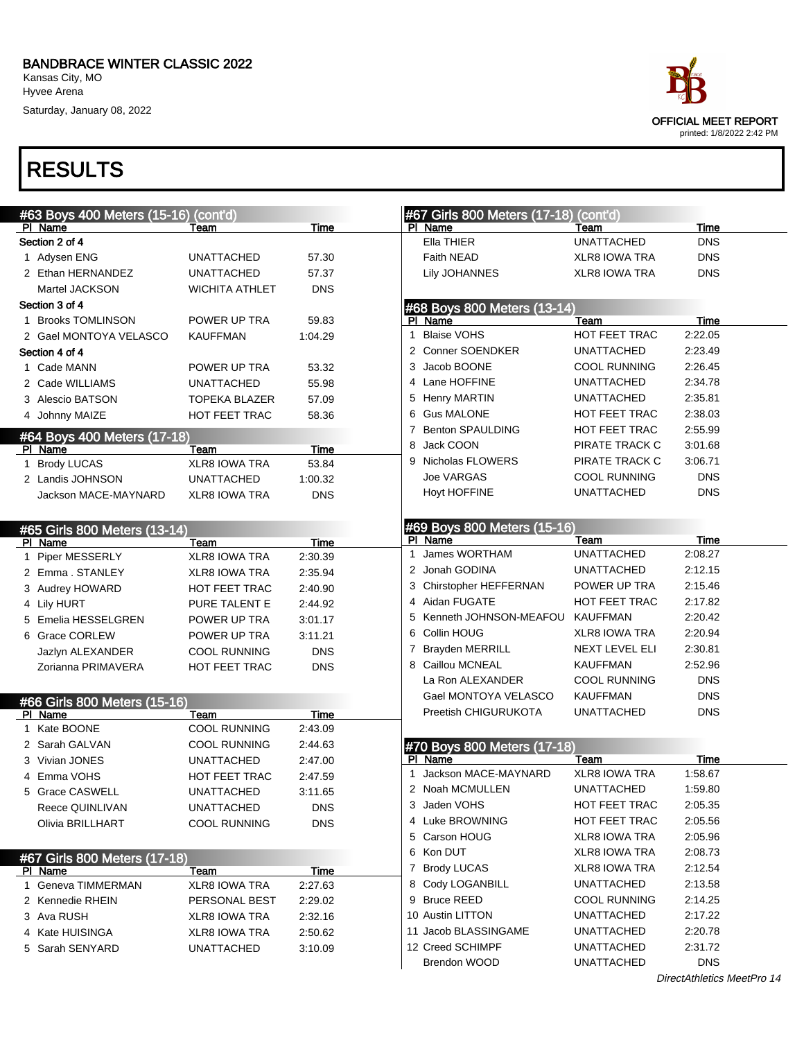BANDBRACE WINTER CLASSIC 2022

Kansas City, MO

Hyvee Arena

Saturday, January 08, 2022

OFFICIAL MEET REPORT

printed: 1/8/2022 2:42 PM

# RESULTS

### #63 Boys 400 Meters (15-16) (cont'd)

| Pl | Name | Team | Time |
|---|---|---|---|
| **Section 2 of 4** | | | |
| 1 | Adysen ENG | UNATTACHED | 57.30 |
| 2 | Ethan HERNANDEZ | UNATTACHED | 57.37 |
| | Martel JACKSON | WICHITA ATHLET | DNS |
| **Section 3 of 4** | | | |
| 1 | Brooks TOMLINSON | POWER UP TRA | 59.83 |
| 2 | Gael MONTOYA VELASCO | KAUFFMAN | 1:04.29 |
| **Section 4 of 4** | | | |
| 1 | Cade MANN | POWER UP TRA | 53.32 |
| 2 | Cade WILLIAMS | UNATTACHED | 55.98 |
| 3 | Alescio BATSON | TOPEKA BLAZER | 57.09 |
| 4 | Johnny MAIZE | HOT FEET TRAC | 58.36 |

### #64 Boys 400 Meters (17-18)

| Pl | Name | Team | Time |
|---|---|---|---|
| 1 | Brody LUCAS | XLR8 IOWA TRA | 53.84 |
| 2 | Landis JOHNSON | UNATTACHED | 1:00.32 |
| | Jackson MACE-MAYNARD | XLR8 IOWA TRA | DNS |

### #65 Girls 800 Meters (13-14)

| Pl | Name | Team | Time |
|---|---|---|---|
| 1 | Piper MESSERLY | XLR8 IOWA TRA | 2:30.39 |
| 2 | Emma . STANLEY | XLR8 IOWA TRA | 2:35.94 |
| 3 | Audrey HOWARD | HOT FEET TRAC | 2:40.90 |
| 4 | Lily HURT | PURE TALENT E | 2:44.92 |
| 5 | Emelia HESSELGREN | POWER UP TRA | 3:01.17 |
| 6 | Grace CORLEW | POWER UP TRA | 3:11.21 |
| | Jazlyn ALEXANDER | COOL RUNNING | DNS |
| | Zorianna PRIMAVERA | HOT FEET TRAC | DNS |

### #66 Girls 800 Meters (15-16)

| Pl | Name | Team | Time |
|---|---|---|---|
| 1 | Kate BOONE | COOL RUNNING | 2:43.09 |
| 2 | Sarah GALVAN | COOL RUNNING | 2:44.63 |
| 3 | Vivian JONES | UNATTACHED | 2:47.00 |
| 4 | Emma VOHS | HOT FEET TRAC | 2:47.59 |
| 5 | Grace CASWELL | UNATTACHED | 3:11.65 |
| | Reece QUINLIVAN | UNATTACHED | DNS |
| | Olivia BRILLHART | COOL RUNNING | DNS |

### #67 Girls 800 Meters (17-18)

| Pl | Name | Team | Time |
|---|---|---|---|
| 1 | Geneva TIMMERMAN | XLR8 IOWA TRA | 2:27.63 |
| 2 | Kennedie RHEIN | PERSONAL BEST | 2:29.02 |
| 3 | Ava RUSH | XLR8 IOWA TRA | 2:32.16 |
| 4 | Kate HUISINGA | XLR8 IOWA TRA | 2:50.62 |
| 5 | Sarah SENYARD | UNATTACHED | 3:10.09 |
| | Ella THIER | UNATTACHED | DNS |
| | Faith NEAD | XLR8 IOWA TRA | DNS |
| | Lily JOHANNES | XLR8 IOWA TRA | DNS |

### #68 Boys 800 Meters (13-14)

| Pl | Name | Team | Time |
|---|---|---|---|
| 1 | Blaise VOHS | HOT FEET TRAC | 2:22.05 |
| 2 | Conner SOENDKER | UNATTACHED | 2:23.49 |
| 3 | Jacob BOONE | COOL RUNNING | 2:26.45 |
| 4 | Lane HOFFINE | UNATTACHED | 2:34.78 |
| 5 | Henry MARTIN | UNATTACHED | 2:35.81 |
| 6 | Gus MALONE | HOT FEET TRAC | 2:38.03 |
| 7 | Benton SPAULDING | HOT FEET TRAC | 2:55.99 |
| 8 | Jack COON | PIRATE TRACK C | 3:01.68 |
| 9 | Nicholas FLOWERS | PIRATE TRACK C | 3:06.71 |
| | Joe VARGAS | COOL RUNNING | DNS |
| | Hoyt HOFFINE | UNATTACHED | DNS |

### #69 Boys 800 Meters (15-16)

| Pl | Name | Team | Time |
|---|---|---|---|
| 1 | James WORTHAM | UNATTACHED | 2:08.27 |
| 2 | Jonah GODINA | UNATTACHED | 2:12.15 |
| 3 | Chirstopher HEFFERNAN | POWER UP TRA | 2:15.46 |
| 4 | Aidan FUGATE | HOT FEET TRAC | 2:17.82 |
| 5 | Kenneth JOHNSON-MEAFOU | KAUFFMAN | 2:20.42 |
| 6 | Collin HOUG | XLR8 IOWA TRA | 2:20.94 |
| 7 | Brayden MERRILL | NEXT LEVEL ELI | 2:30.81 |
| 8 | Caillou MCNEAL | KAUFFMAN | 2:52.96 |
| | La Ron ALEXANDER | COOL RUNNING | DNS |
| | Gael MONTOYA VELASCO | KAUFFMAN | DNS |
| | Preetish CHIGURUKOTA | UNATTACHED | DNS |

### #70 Boys 800 Meters (17-18)

| Pl | Name | Team | Time |
|---|---|---|---|
| 1 | Jackson MACE-MAYNARD | XLR8 IOWA TRA | 1:58.67 |
| 2 | Noah MCMULLEN | UNATTACHED | 1:59.80 |
| 3 | Jaden VOHS | HOT FEET TRAC | 2:05.35 |
| 4 | Luke BROWNING | HOT FEET TRAC | 2:05.56 |
| 5 | Carson HOUG | XLR8 IOWA TRA | 2:05.96 |
| 6 | Kon DUT | XLR8 IOWA TRA | 2:08.73 |
| 7 | Brody LUCAS | XLR8 IOWA TRA | 2:12.54 |
| 8 | Cody LOGANBILL | UNATTACHED | 2:13.58 |
| 9 | Bruce REED | COOL RUNNING | 2:14.25 |
| 10 | Austin LITTON | UNATTACHED | 2:17.22 |
| 11 | Jacob BLASSINGAME | UNATTACHED | 2:20.78 |
| 12 | Creed SCHIMPF | UNATTACHED | 2:31.72 |
| | Brendon WOOD | UNATTACHED | DNS |

*DirectAthletics MeetPro 14*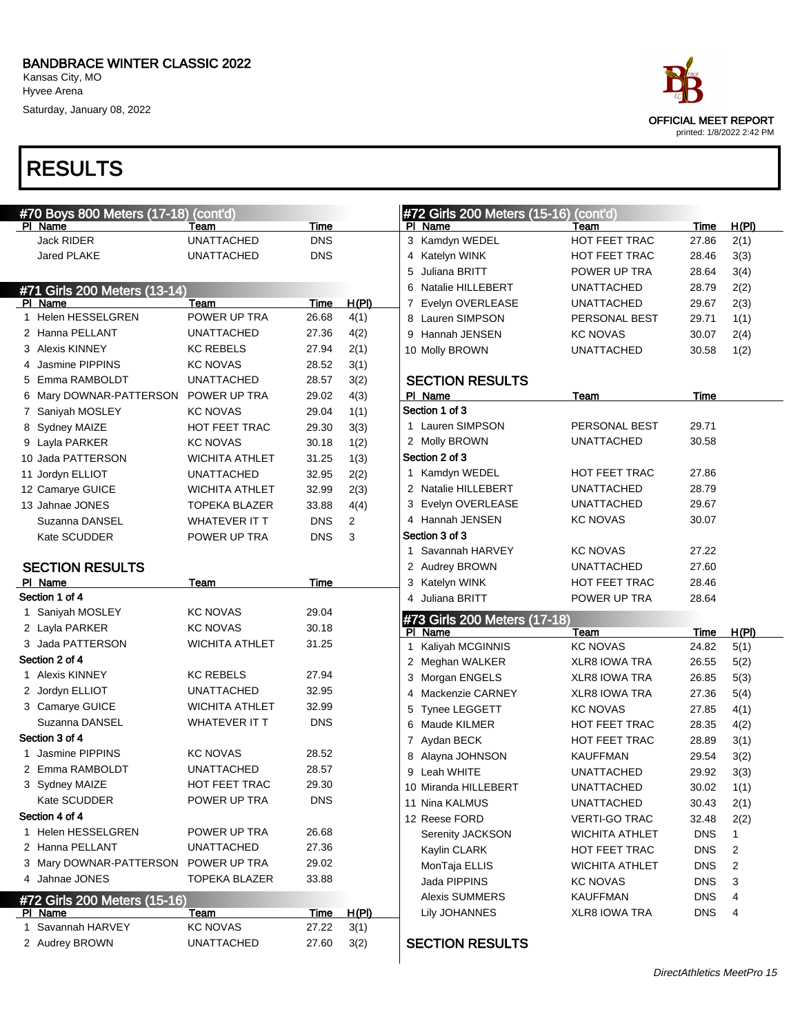# BANDBRACE WINTER CLASSIC 2022

Kansas City, MO
Hyvee Arena
Saturday, January 08, 2022

OFFICIAL MEET REPORT
printed: 1/8/2022 2:42 PM

# RESULTS

## #70 Boys 800 Meters (17-18) (cont'd)

| Pl | Name | Team | Time |
|---|---|---|---|
| | Jack RIDER | UNATTACHED | DNS |
| | Jared PLAKE | UNATTACHED | DNS |

## #71 Girls 200 Meters (13-14)

| Pl | Name | Team | Time | H(Pl) |
|---|---|---|---|---|
| 1 | Helen HESSELGREN | POWER UP TRA | 26.68 | 4(1) |
| 2 | Hanna PELLANT | UNATTACHED | 27.36 | 4(2) |
| 3 | Alexis KINNEY | KC REBELS | 27.94 | 2(1) |
| 4 | Jasmine PIPPINS | KC NOVAS | 28.52 | 3(1) |
| 5 | Emma RAMBOLDT | UNATTACHED | 28.57 | 3(2) |
| 6 | Mary DOWNAR-PATTERSON | POWER UP TRA | 29.02 | 4(3) |
| 7 | Saniyah MOSLEY | KC NOVAS | 29.04 | 1(1) |
| 8 | Sydney MAIZE | HOT FEET TRAC | 29.30 | 3(3) |
| 9 | Layla PARKER | KC NOVAS | 30.18 | 1(2) |
| 10 | Jada PATTERSON | WICHITA ATHLET | 31.25 | 1(3) |
| 11 | Jordyn ELLIOT | UNATTACHED | 32.95 | 2(2) |
| 12 | Camarye GUICE | WICHITA ATHLET | 32.99 | 2(3) |
| 13 | Jahnae JONES | TOPEKA BLAZER | 33.88 | 4(4) |
| | Suzanna DANSEL | WHATEVER IT T | DNS | 2 |
| | Kate SCUDDER | POWER UP TRA | DNS | 3 |

### SECTION RESULTS

| Pl | Name | Team | Time |
|---|---|---|---|
| **Section 1 of 4** | | | |
| 1 | Saniyah MOSLEY | KC NOVAS | 29.04 |
| 2 | Layla PARKER | KC NOVAS | 30.18 |
| 3 | Jada PATTERSON | WICHITA ATHLET | 31.25 |
| **Section 2 of 4** | | | |
| 1 | Alexis KINNEY | KC REBELS | 27.94 |
| 2 | Jordyn ELLIOT | UNATTACHED | 32.95 |
| 3 | Camarye GUICE | WICHITA ATHLET | 32.99 |
| | Suzanna DANSEL | WHATEVER IT T | DNS |
| **Section 3 of 4** | | | |
| 1 | Jasmine PIPPINS | KC NOVAS | 28.52 |
| 2 | Emma RAMBOLDT | UNATTACHED | 28.57 |
| 3 | Sydney MAIZE | HOT FEET TRAC | 29.30 |
| | Kate SCUDDER | POWER UP TRA | DNS |
| **Section 4 of 4** | | | |
| 1 | Helen HESSELGREN | POWER UP TRA | 26.68 |
| 2 | Hanna PELLANT | UNATTACHED | 27.36 |
| 3 | Mary DOWNAR-PATTERSON | POWER UP TRA | 29.02 |
| 4 | Jahnae JONES | TOPEKA BLAZER | 33.88 |

## #72 Girls 200 Meters (15-16)

| Pl | Name | Team | Time | H(Pl) |
|---|---|---|---|---|
| 1 | Savannah HARVEY | KC NOVAS | 27.22 | 3(1) |
| 2 | Audrey BROWN | UNATTACHED | 27.60 | 3(2) |
| 3 | Kamdyn WEDEL | HOT FEET TRAC | 27.86 | 2(1) |
| 4 | Katelyn WINK | HOT FEET TRAC | 28.46 | 3(3) |
| 5 | Juliana BRITT | POWER UP TRA | 28.64 | 3(4) |
| 6 | Natalie HILLEBERT | UNATTACHED | 28.79 | 2(2) |
| 7 | Evelyn OVERLEASE | UNATTACHED | 29.67 | 2(3) |
| 8 | Lauren SIMPSON | PERSONAL BEST | 29.71 | 1(1) |
| 9 | Hannah JENSEN | KC NOVAS | 30.07 | 2(4) |
| 10 | Molly BROWN | UNATTACHED | 30.58 | 1(2) |

### SECTION RESULTS

| Pl | Name | Team | Time |
|---|---|---|---|
| **Section 1 of 3** | | | |
| 1 | Lauren SIMPSON | PERSONAL BEST | 29.71 |
| 2 | Molly BROWN | UNATTACHED | 30.58 |
| **Section 2 of 3** | | | |
| 1 | Kamdyn WEDEL | HOT FEET TRAC | 27.86 |
| 2 | Natalie HILLEBERT | UNATTACHED | 28.79 |
| 3 | Evelyn OVERLEASE | UNATTACHED | 29.67 |
| 4 | Hannah JENSEN | KC NOVAS | 30.07 |
| **Section 3 of 3** | | | |
| 1 | Savannah HARVEY | KC NOVAS | 27.22 |
| 2 | Audrey BROWN | UNATTACHED | 27.60 |
| 3 | Katelyn WINK | HOT FEET TRAC | 28.46 |
| 4 | Juliana BRITT | POWER UP TRA | 28.64 |

## #73 Girls 200 Meters (17-18)

| Pl | Name | Team | Time | H(Pl) |
|---|---|---|---|---|
| 1 | Kaliyah MCGINNIS | KC NOVAS | 24.82 | 5(1) |
| 2 | Meghan WALKER | XLR8 IOWA TRA | 26.55 | 5(2) |
| 3 | Morgan ENGELS | XLR8 IOWA TRA | 26.85 | 5(3) |
| 4 | Mackenzie CARNEY | XLR8 IOWA TRA | 27.36 | 5(4) |
| 5 | Tynee LEGGETT | KC NOVAS | 27.85 | 4(1) |
| 6 | Maude KILMER | HOT FEET TRAC | 28.35 | 4(2) |
| 7 | Aydan BECK | HOT FEET TRAC | 28.89 | 3(1) |
| 8 | Alayna JOHNSON | KAUFFMAN | 29.54 | 3(2) |
| 9 | Leah WHITE | UNATTACHED | 29.92 | 3(3) |
| 10 | Miranda HILLEBERT | UNATTACHED | 30.02 | 1(1) |
| 11 | Nina KALMUS | UNATTACHED | 30.43 | 2(1) |
| 12 | Reese FORD | VERTI-GO TRAC | 32.48 | 2(2) |
| | Serenity JACKSON | WICHITA ATHLET | DNS | 1 |
| | Kaylin CLARK | HOT FEET TRAC | DNS | 2 |
| | MonTaja ELLIS | WICHITA ATHLET | DNS | 2 |
| | Jada PIPPINS | KC NOVAS | DNS | 3 |
| | Alexis SUMMERS | KAUFFMAN | DNS | 4 |
| | Lily JOHANNES | XLR8 IOWA TRA | DNS | 4 |

### SECTION RESULTS

DirectAthletics MeetPro 15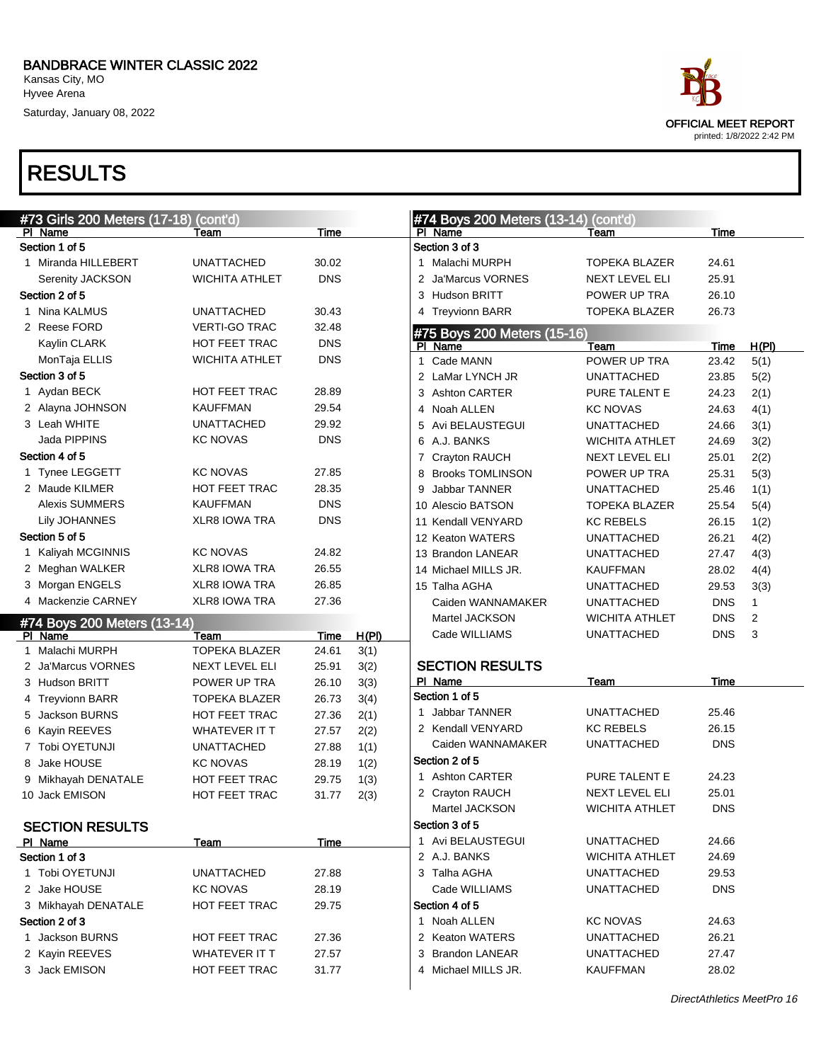# BANDBRACE WINTER CLASSIC 2022

Kansas City, MO
Hyvee Arena
Saturday, January 08, 2022

OFFICIAL MEET REPORT
printed: 1/8/2022 2:42 PM

# RESULTS

## #73 Girls 200 Meters (17-18) (cont'd)

| Pl | Name | Team | Time |
|---|---|---|---|
| **Section 1 of 5** | | | |
| 1 | Miranda HILLEBERT | UNATTACHED | 30.02 |
| | Serenity JACKSON | WICHITA ATHLET | DNS |
| **Section 2 of 5** | | | |
| 1 | Nina KALMUS | UNATTACHED | 30.43 |
| 2 | Reese FORD | VERTI-GO TRAC | 32.48 |
| | Kaylin CLARK | HOT FEET TRAC | DNS |
| | MonTaja ELLIS | WICHITA ATHLET | DNS |
| **Section 3 of 5** | | | |
| 1 | Aydan BECK | HOT FEET TRAC | 28.89 |
| 2 | Alayna JOHNSON | KAUFFMAN | 29.54 |
| 3 | Leah WHITE | UNATTACHED | 29.92 |
| | Jada PIPPINS | KC NOVAS | DNS |
| **Section 4 of 5** | | | |
| 1 | Tynee LEGGETT | KC NOVAS | 27.85 |
| 2 | Maude KILMER | HOT FEET TRAC | 28.35 |
| | Alexis SUMMERS | KAUFFMAN | DNS |
| | Lily JOHANNES | XLR8 IOWA TRA | DNS |
| **Section 5 of 5** | | | |
| 1 | Kaliyah MCGINNIS | KC NOVAS | 24.82 |
| 2 | Meghan WALKER | XLR8 IOWA TRA | 26.55 |
| 3 | Morgan ENGELS | XLR8 IOWA TRA | 26.85 |
| 4 | Mackenzie CARNEY | XLR8 IOWA TRA | 27.36 |

## #74 Boys 200 Meters (13-14)

| Pl | Name | Team | Time | H(Pl) |
|---|---|---|---|---|
| 1 | Malachi MURPH | TOPEKA BLAZER | 24.61 | 3(1) |
| 2 | Ja'Marcus VORNES | NEXT LEVEL ELI | 25.91 | 3(2) |
| 3 | Hudson BRITT | POWER UP TRA | 26.10 | 3(3) |
| 4 | Treyvionn BARR | TOPEKA BLAZER | 26.73 | 3(4) |
| 5 | Jackson BURNS | HOT FEET TRAC | 27.36 | 2(1) |
| 6 | Kayin REEVES | WHATEVER IT T | 27.57 | 2(2) |
| 7 | Tobi OYETUNJI | UNATTACHED | 27.88 | 1(1) |
| 8 | Jake HOUSE | KC NOVAS | 28.19 | 1(2) |
| 9 | Mikhayah DENATALE | HOT FEET TRAC | 29.75 | 1(3) |
| 10 | Jack EMISON | HOT FEET TRAC | 31.77 | 2(3) |

### SECTION RESULTS

| Pl | Name | Team | Time |
|---|---|---|---|
| **Section 1 of 3** | | | |
| 1 | Tobi OYETUNJI | UNATTACHED | 27.88 |
| 2 | Jake HOUSE | KC NOVAS | 28.19 |
| 3 | Mikhayah DENATALE | HOT FEET TRAC | 29.75 |
| **Section 2 of 3** | | | |
| 1 | Jackson BURNS | HOT FEET TRAC | 27.36 |
| 2 | Kayin REEVES | WHATEVER IT T | 27.57 |
| 3 | Jack EMISON | HOT FEET TRAC | 31.77 |

## #74 Boys 200 Meters (13-14) (cont'd)

| Pl | Name | Team | Time |
|---|---|---|---|
| **Section 3 of 3** | | | |
| 1 | Malachi MURPH | TOPEKA BLAZER | 24.61 |
| 2 | Ja'Marcus VORNES | NEXT LEVEL ELI | 25.91 |
| 3 | Hudson BRITT | POWER UP TRA | 26.10 |
| 4 | Treyvionn BARR | TOPEKA BLAZER | 26.73 |

## #75 Boys 200 Meters (15-16)

| Pl | Name | Team | Time | H(Pl) |
|---|---|---|---|---|
| 1 | Cade MANN | POWER UP TRA | 23.42 | 5(1) |
| 2 | LaMar LYNCH JR | UNATTACHED | 23.85 | 5(2) |
| 3 | Ashton CARTER | PURE TALENT E | 24.23 | 2(1) |
| 4 | Noah ALLEN | KC NOVAS | 24.63 | 4(1) |
| 5 | Avi BELAUSTEGUI | UNATTACHED | 24.66 | 3(1) |
| 6 | A.J. BANKS | WICHITA ATHLET | 24.69 | 3(2) |
| 7 | Crayton RAUCH | NEXT LEVEL ELI | 25.01 | 2(2) |
| 8 | Brooks TOMLINSON | POWER UP TRA | 25.31 | 5(3) |
| 9 | Jabbar TANNER | UNATTACHED | 25.46 | 1(1) |
| 10 | Alescio BATSON | TOPEKA BLAZER | 25.54 | 5(4) |
| 11 | Kendall VENYARD | KC REBELS | 26.15 | 1(2) |
| 12 | Keaton WATERS | UNATTACHED | 26.21 | 4(2) |
| 13 | Brandon LANEAR | UNATTACHED | 27.47 | 4(3) |
| 14 | Michael MILLS JR. | KAUFFMAN | 28.02 | 4(4) |
| 15 | Talha AGHA | UNATTACHED | 29.53 | 3(3) |
| | Caiden WANNAMAKER | UNATTACHED | DNS | 1 |
| | Martel JACKSON | WICHITA ATHLET | DNS | 2 |
| | Cade WILLIAMS | UNATTACHED | DNS | 3 |

### SECTION RESULTS

| Pl | Name | Team | Time |
|---|---|---|---|
| **Section 1 of 5** | | | |
| 1 | Jabbar TANNER | UNATTACHED | 25.46 |
| 2 | Kendall VENYARD | KC REBELS | 26.15 |
| | Caiden WANNAMAKER | UNATTACHED | DNS |
| **Section 2 of 5** | | | |
| 1 | Ashton CARTER | PURE TALENT E | 24.23 |
| 2 | Crayton RAUCH | NEXT LEVEL ELI | 25.01 |
| | Martel JACKSON | WICHITA ATHLET | DNS |
| **Section 3 of 5** | | | |
| 1 | Avi BELAUSTEGUI | UNATTACHED | 24.66 |
| 2 | A.J. BANKS | WICHITA ATHLET | 24.69 |
| 3 | Talha AGHA | UNATTACHED | 29.53 |
| | Cade WILLIAMS | UNATTACHED | DNS |
| **Section 4 of 5** | | | |
| 1 | Noah ALLEN | KC NOVAS | 24.63 |
| 2 | Keaton WATERS | UNATTACHED | 26.21 |
| 3 | Brandon LANEAR | UNATTACHED | 27.47 |
| 4 | Michael MILLS JR. | KAUFFMAN | 28.02 |

*DirectAthletics MeetPro 16*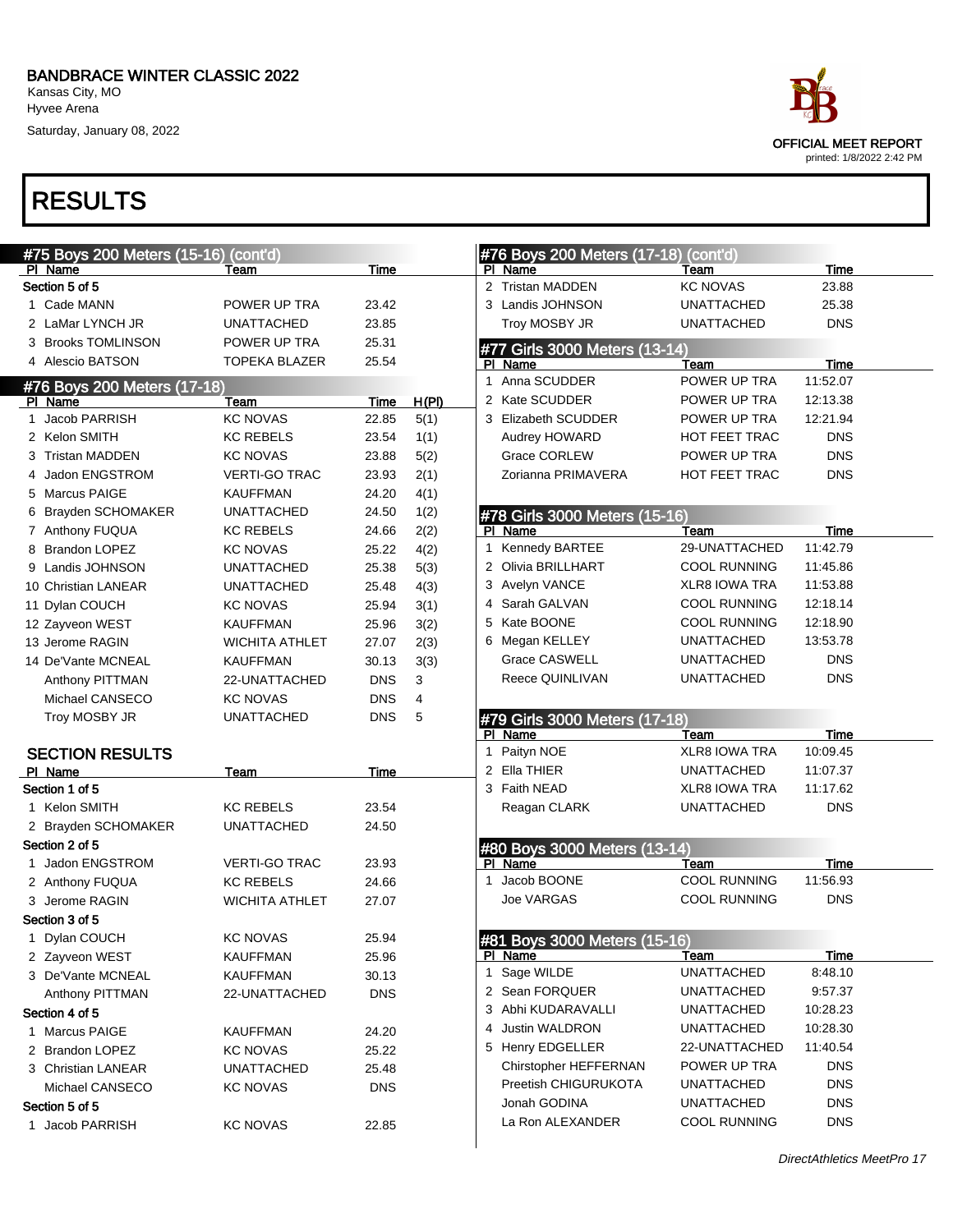## RESULTS

### #75 Boys 200 Meters (15-16) (cont'd)

| Pl | Name | Team | Time |
|---|---|---|---|
| **Section 5 of 5** | | | |
| 1 | Cade MANN | POWER UP TRA | 23.42 |
| 2 | LaMar LYNCH JR | UNATTACHED | 23.85 |
| 3 | Brooks TOMLINSON | POWER UP TRA | 25.31 |
| 4 | Alescio BATSON | TOPEKA BLAZER | 25.54 |

### #76 Boys 200 Meters (17-18)

| Pl | Name | Team | Time | H(Pl) |
|---|---|---|---|---|
| 1 | Jacob PARRISH | KC NOVAS | 22.85 | 5(1) |
| 2 | Kelon SMITH | KC REBELS | 23.54 | 1(1) |
| 3 | Tristan MADDEN | KC NOVAS | 23.88 | 5(2) |
| 4 | Jadon ENGSTROM | VERTI-GO TRAC | 23.93 | 2(1) |
| 5 | Marcus PAIGE | KAUFFMAN | 24.20 | 4(1) |
| 6 | Brayden SCHOMAKER | UNATTACHED | 24.50 | 1(2) |
| 7 | Anthony FUQUA | KC REBELS | 24.66 | 2(2) |
| 8 | Brandon LOPEZ | KC NOVAS | 25.22 | 4(2) |
| 9 | Landis JOHNSON | UNATTACHED | 25.38 | 5(3) |
| 10 | Christian LANEAR | UNATTACHED | 25.48 | 4(3) |
| 11 | Dylan COUCH | KC NOVAS | 25.94 | 3(1) |
| 12 | Zayveon WEST | KAUFFMAN | 25.96 | 3(2) |
| 13 | Jerome RAGIN | WICHITA ATHLET | 27.07 | 2(3) |
| 14 | De'Vante MCNEAL | KAUFFMAN | 30.13 | 3(3) |
| | Anthony PITTMAN | 22-UNATTACHED | DNS | 3 |
| | Michael CANSECO | KC NOVAS | DNS | 4 |
| | Troy MOSBY JR | UNATTACHED | DNS | 5 |

#### SECTION RESULTS

| Pl | Name | Team | Time |
|---|---|---|---|
| **Section 1 of 5** | | | |
| 1 | Kelon SMITH | KC REBELS | 23.54 |
| 2 | Brayden SCHOMAKER | UNATTACHED | 24.50 |
| **Section 2 of 5** | | | |
| 1 | Jadon ENGSTROM | VERTI-GO TRAC | 23.93 |
| 2 | Anthony FUQUA | KC REBELS | 24.66 |
| 3 | Jerome RAGIN | WICHITA ATHLET | 27.07 |
| **Section 3 of 5** | | | |
| 1 | Dylan COUCH | KC NOVAS | 25.94 |
| 2 | Zayveon WEST | KAUFFMAN | 25.96 |
| 3 | De'Vante MCNEAL | KAUFFMAN | 30.13 |
| | Anthony PITTMAN | 22-UNATTACHED | DNS |
| **Section 4 of 5** | | | |
| 1 | Marcus PAIGE | KAUFFMAN | 24.20 |
| 2 | Brandon LOPEZ | KC NOVAS | 25.22 |
| 3 | Christian LANEAR | UNATTACHED | 25.48 |
| | Michael CANSECO | KC NOVAS | DNS |
| **Section 5 of 5** | | | |
| 1 | Jacob PARRISH | KC NOVAS | 22.85 |
| 2 | Tristan MADDEN | KC NOVAS | 23.88 |
| 3 | Landis JOHNSON | UNATTACHED | 25.38 |
| | Troy MOSBY JR | UNATTACHED | DNS |

### #77 Girls 3000 Meters (13-14)

| Pl | Name | Team | Time |
|---|---|---|---|
| 1 | Anna SCUDDER | POWER UP TRA | 11:52.07 |
| 2 | Kate SCUDDER | POWER UP TRA | 12:13.38 |
| 3 | Elizabeth SCUDDER | POWER UP TRA | 12:21.94 |
| | Audrey HOWARD | HOT FEET TRAC | DNS |
| | Grace CORLEW | POWER UP TRA | DNS |
| | Zorianna PRIMAVERA | HOT FEET TRAC | DNS |

### #78 Girls 3000 Meters (15-16)

| Pl | Name | Team | Time |
|---|---|---|---|
| 1 | Kennedy BARTEE | 29-UNATTACHED | 11:42.79 |
| 2 | Olivia BRILLHART | COOL RUNNING | 11:45.86 |
| 3 | Avelyn VANCE | XLR8 IOWA TRA | 11:53.88 |
| 4 | Sarah GALVAN | COOL RUNNING | 12:18.14 |
| 5 | Kate BOONE | COOL RUNNING | 12:18.90 |
| 6 | Megan KELLEY | UNATTACHED | 13:53.78 |
| | Grace CASWELL | UNATTACHED | DNS |
| | Reece QUINLIVAN | UNATTACHED | DNS |

### #79 Girls 3000 Meters (17-18)

| Pl | Name | Team | Time |
|---|---|---|---|
| 1 | Paityn NOE | XLR8 IOWA TRA | 10:09.45 |
| 2 | Ella THIER | UNATTACHED | 11:07.37 |
| 3 | Faith NEAD | XLR8 IOWA TRA | 11:17.62 |
| | Reagan CLARK | UNATTACHED | DNS |

### #80 Boys 3000 Meters (13-14)

| Pl | Name | Team | Time |
|---|---|---|---|
| 1 | Jacob BOONE | COOL RUNNING | 11:56.93 |
| | Joe VARGAS | COOL RUNNING | DNS |

### #81 Boys 3000 Meters (15-16)

| Pl | Name | Team | Time |
|---|---|---|---|
| 1 | Sage WILDE | UNATTACHED | 8:48.10 |
| 2 | Sean FORQUER | UNATTACHED | 9:57.37 |
| 3 | Abhi KUDARAVALLI | UNATTACHED | 10:28.23 |
| 4 | Justin WALDRON | UNATTACHED | 10:28.30 |
| 5 | Henry EDGELLER | 22-UNATTACHED | 11:40.54 |
| | Chirstopher HEFFERNAN | POWER UP TRA | DNS |
| | Preetish CHIGURUKOTA | UNATTACHED | DNS |
| | Jonah GODINA | UNATTACHED | DNS |
| | La Ron ALEXANDER | COOL RUNNING | DNS |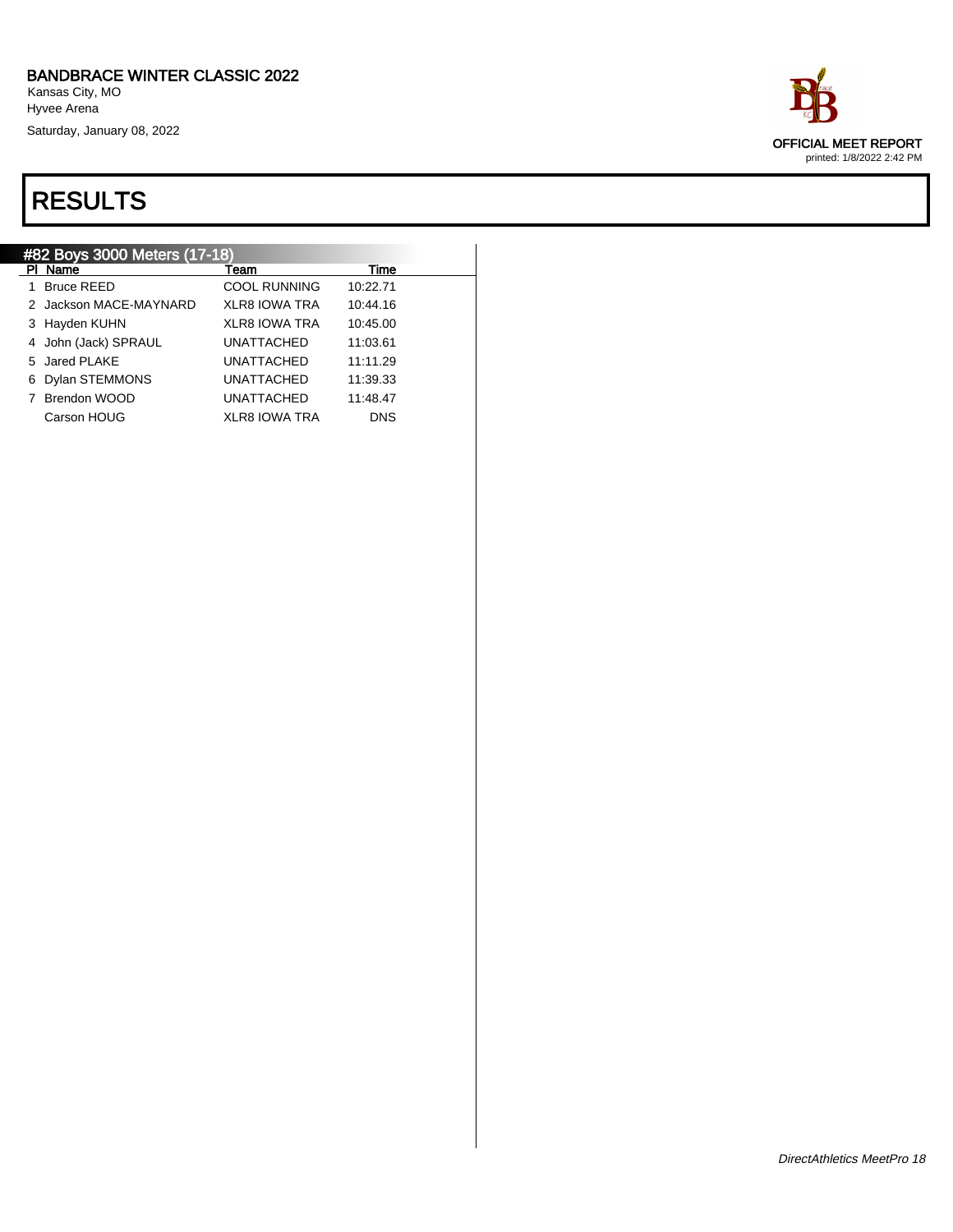BANDBRACE WINTER CLASSIC 2022
Kansas City, MO
Hyvee Arena
Saturday, January 08, 2022

OFFICIAL MEET REPORT
printed: 1/8/2022 2:42 PM

# RESULTS

## #82 Boys 3000 Meters (17-18)

| Pl | Name | Team | Time |
|---|---|---|---|
| 1 | Bruce REED | COOL RUNNING | 10:22.71 |
| 2 | Jackson MACE-MAYNARD | XLR8 IOWA TRA | 10:44.16 |
| 3 | Hayden KUHN | XLR8 IOWA TRA | 10:45.00 |
| 4 | John (Jack) SPRAUL | UNATTACHED | 11:03.61 |
| 5 | Jared PLAKE | UNATTACHED | 11:11.29 |
| 6 | Dylan STEMMONS | UNATTACHED | 11:39.33 |
| 7 | Brendon WOOD | UNATTACHED | 11:48.47 |
| | Carson HOUG | XLR8 IOWA TRA | DNS |

*DirectAthletics MeetPro 18*